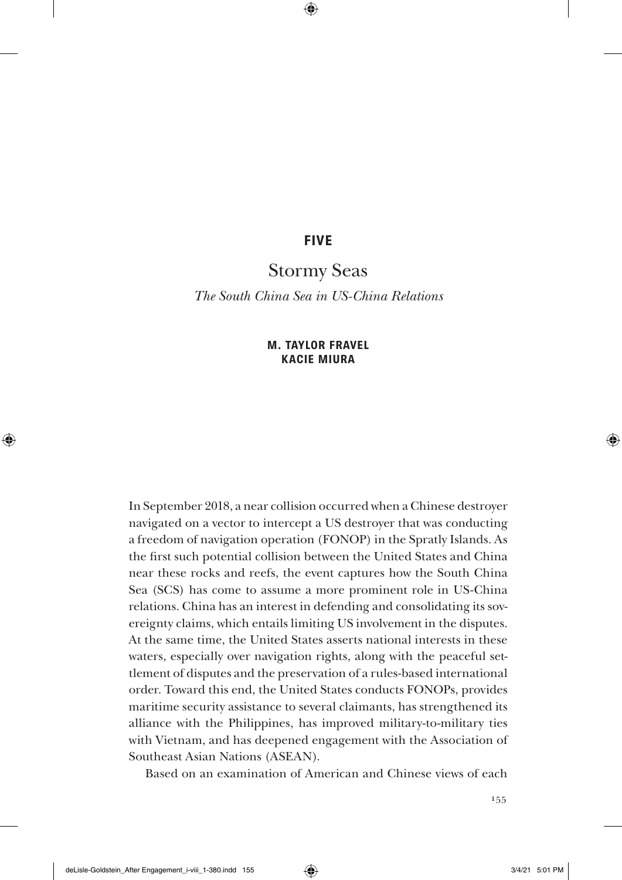# FIVE

## Stormy Seas

### *The South China Sea in US-China Relations*

**M. TAYLOR FRAVEL**
**KACIE MIURA**

In September 2018, a near collision occurred when a Chinese destroyer navigated on a vector to intercept a US destroyer that was conducting a freedom of navigation operation (FONOP) in the Spratly Islands. As the first such potential collision between the United States and China near these rocks and reefs, the event captures how the South China Sea (SCS) has come to assume a more prominent role in US-China relations. China has an interest in defending and consolidating its sovereignty claims, which entails limiting US involvement in the disputes. At the same time, the United States asserts national interests in these waters, especially over navigation rights, along with the peaceful settlement of disputes and the preservation of a rules-based international order. Toward this end, the United States conducts FONOPs, provides maritime security assistance to several claimants, has strengthened its alliance with the Philippines, has improved military-to-military ties with Vietnam, and has deepened engagement with the Association of Southeast Asian Nations (ASEAN).

Based on an examination of American and Chinese views of each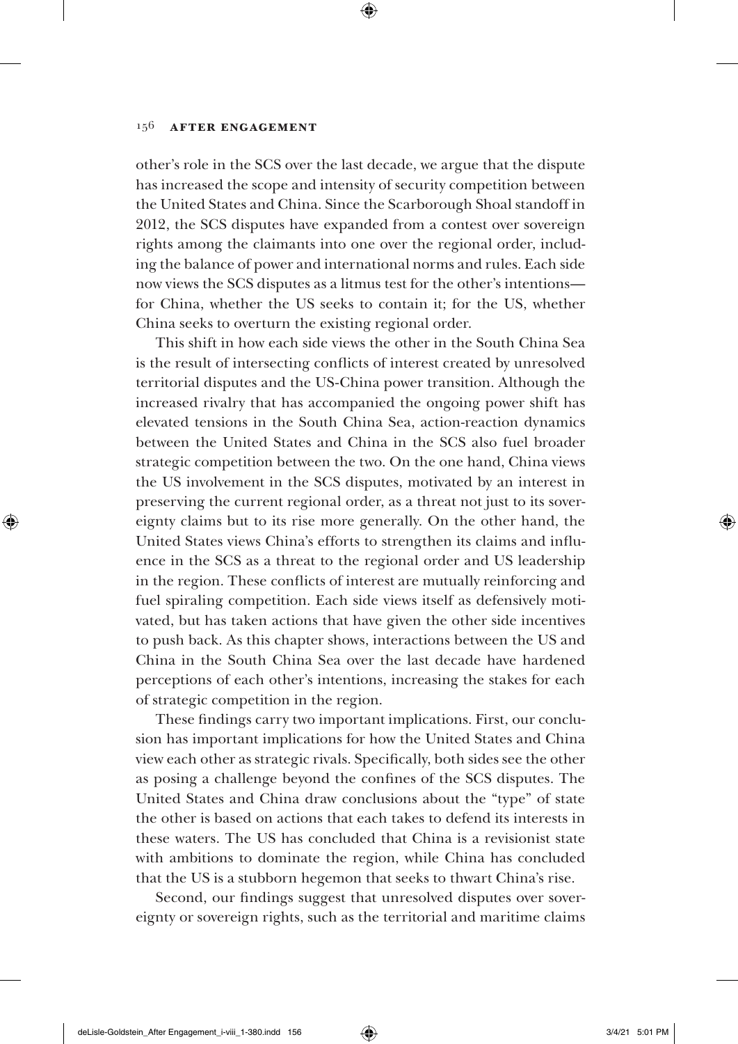other's role in the SCS over the last decade, we argue that the dispute has increased the scope and intensity of security competition between the United States and China. Since the Scarborough Shoal standoff in 2012, the SCS disputes have expanded from a contest over sovereign rights among the claimants into one over the regional order, including the balance of power and international norms and rules. Each side now views the SCS disputes as a litmus test for the other's intentions—for China, whether the US seeks to contain it; for the US, whether China seeks to overturn the existing regional order.

This shift in how each side views the other in the South China Sea is the result of intersecting conflicts of interest created by unresolved territorial disputes and the US-China power transition. Although the increased rivalry that has accompanied the ongoing power shift has elevated tensions in the South China Sea, action-reaction dynamics between the United States and China in the SCS also fuel broader strategic competition between the two. On the one hand, China views the US involvement in the SCS disputes, motivated by an interest in preserving the current regional order, as a threat not just to its sovereignty claims but to its rise more generally. On the other hand, the United States views China's efforts to strengthen its claims and influence in the SCS as a threat to the regional order and US leadership in the region. These conflicts of interest are mutually reinforcing and fuel spiraling competition. Each side views itself as defensively motivated, but has taken actions that have given the other side incentives to push back. As this chapter shows, interactions between the US and China in the South China Sea over the last decade have hardened perceptions of each other's intentions, increasing the stakes for each of strategic competition in the region.

These findings carry two important implications. First, our conclusion has important implications for how the United States and China view each other as strategic rivals. Specifically, both sides see the other as posing a challenge beyond the confines of the SCS disputes. The United States and China draw conclusions about the "type" of state the other is based on actions that each takes to defend its interests in these waters. The US has concluded that China is a revisionist state with ambitions to dominate the region, while China has concluded that the US is a stubborn hegemon that seeks to thwart China's rise.

Second, our findings suggest that unresolved disputes over sovereignty or sovereign rights, such as the territorial and maritime claims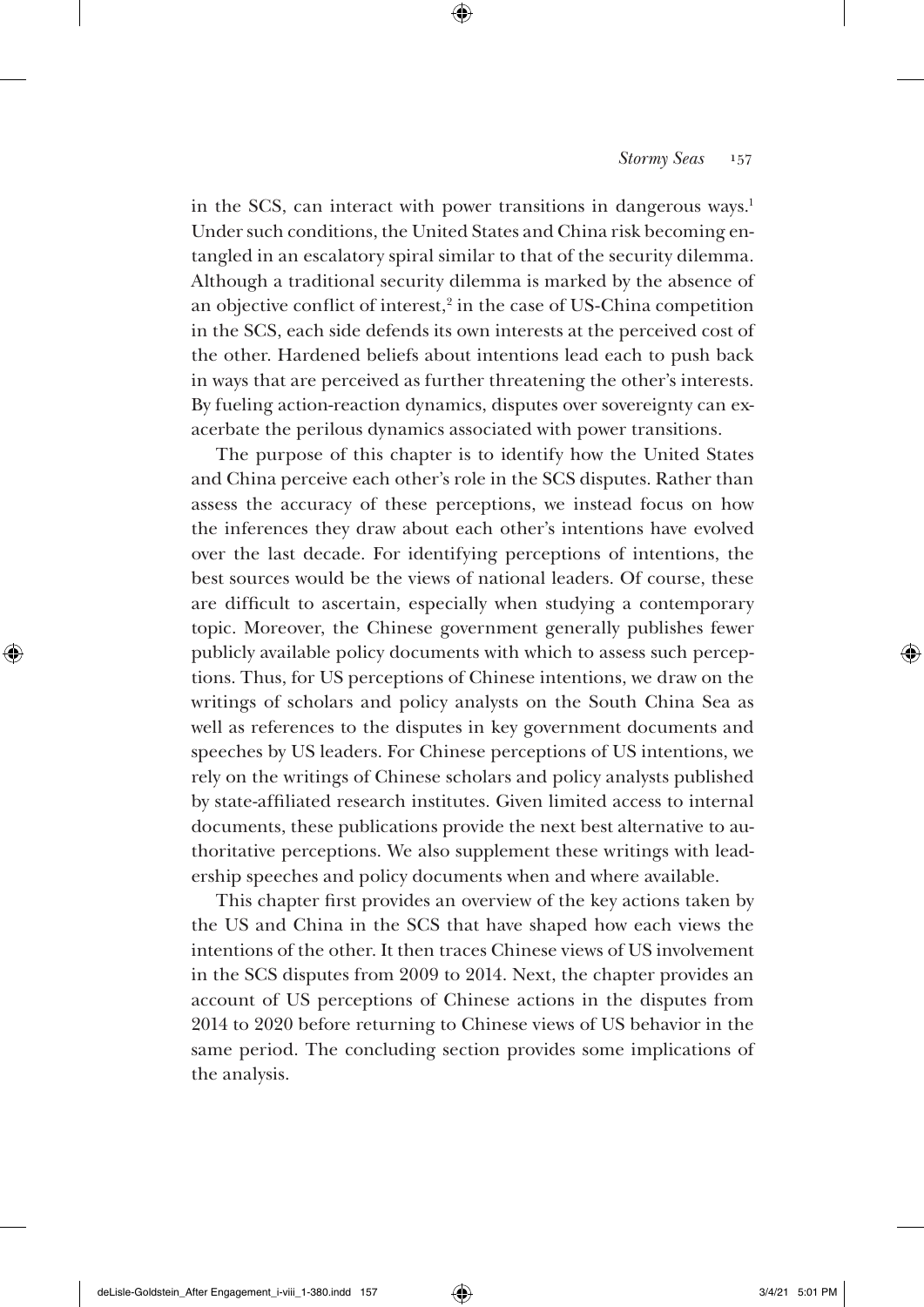in the SCS, can interact with power transitions in dangerous ways.[1] Under such conditions, the United States and China risk becoming entangled in an escalatory spiral similar to that of the security dilemma. Although a traditional security dilemma is marked by the absence of an objective conflict of interest,[2] in the case of US-China competition in the SCS, each side defends its own interests at the perceived cost of the other. Hardened beliefs about intentions lead each to push back in ways that are perceived as further threatening the other's interests. By fueling action-reaction dynamics, disputes over sovereignty can exacerbate the perilous dynamics associated with power transitions.

The purpose of this chapter is to identify how the United States and China perceive each other's role in the SCS disputes. Rather than assess the accuracy of these perceptions, we instead focus on how the inferences they draw about each other's intentions have evolved over the last decade. For identifying perceptions of intentions, the best sources would be the views of national leaders. Of course, these are difficult to ascertain, especially when studying a contemporary topic. Moreover, the Chinese government generally publishes fewer publicly available policy documents with which to assess such perceptions. Thus, for US perceptions of Chinese intentions, we draw on the writings of scholars and policy analysts on the South China Sea as well as references to the disputes in key government documents and speeches by US leaders. For Chinese perceptions of US intentions, we rely on the writings of Chinese scholars and policy analysts published by state-affiliated research institutes. Given limited access to internal documents, these publications provide the next best alternative to authoritative perceptions. We also supplement these writings with leadership speeches and policy documents when and where available.

This chapter first provides an overview of the key actions taken by the US and China in the SCS that have shaped how each views the intentions of the other. It then traces Chinese views of US involvement in the SCS disputes from 2009 to 2014. Next, the chapter provides an account of US perceptions of Chinese actions in the disputes from 2014 to 2020 before returning to Chinese views of US behavior in the same period. The concluding section provides some implications of the analysis.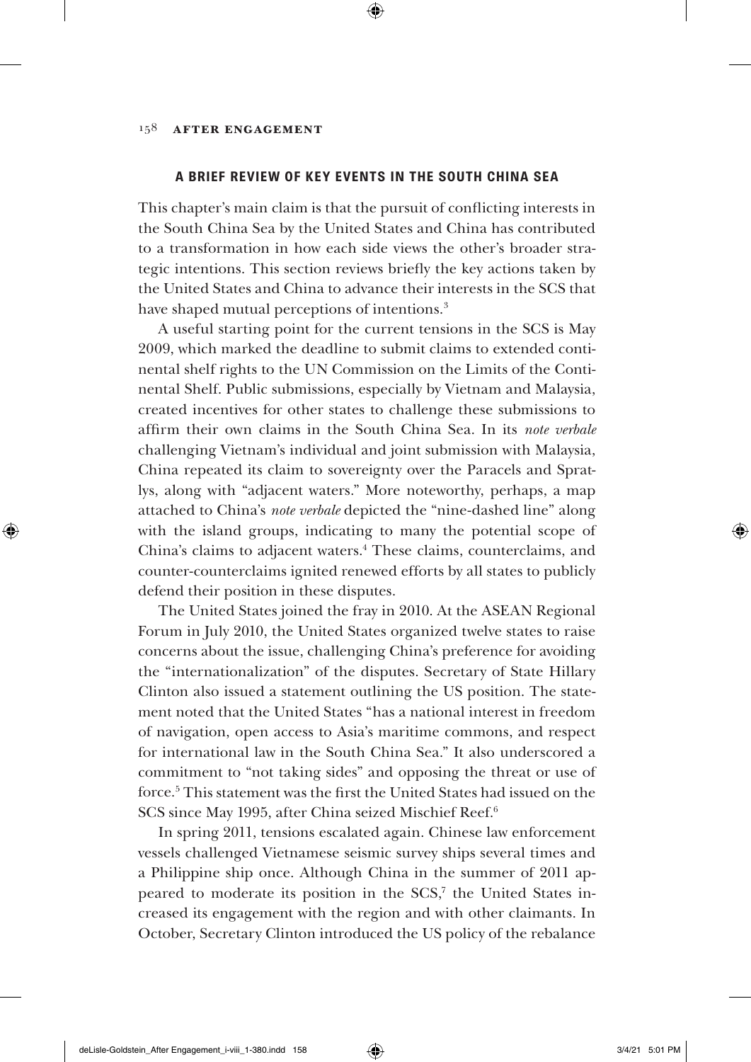## A BRIEF REVIEW OF KEY EVENTS IN THE SOUTH CHINA SEA

This chapter's main claim is that the pursuit of conflicting interests in the South China Sea by the United States and China has contributed to a transformation in how each side views the other's broader strategic intentions. This section reviews briefly the key actions taken by the United States and China to advance their interests in the SCS that have shaped mutual perceptions of intentions.[3]

A useful starting point for the current tensions in the SCS is May 2009, which marked the deadline to submit claims to extended continental shelf rights to the UN Commission on the Limits of the Continental Shelf. Public submissions, especially by Vietnam and Malaysia, created incentives for other states to challenge these submissions to affirm their own claims in the South China Sea. In its *note verbale* challenging Vietnam's individual and joint submission with Malaysia, China repeated its claim to sovereignty over the Paracels and Spratlys, along with "adjacent waters." More noteworthy, perhaps, a map attached to China's *note verbale* depicted the "nine-dashed line" along with the island groups, indicating to many the potential scope of China's claims to adjacent waters.[4] These claims, counterclaims, and counter-counterclaims ignited renewed efforts by all states to publicly defend their position in these disputes.

The United States joined the fray in 2010. At the ASEAN Regional Forum in July 2010, the United States organized twelve states to raise concerns about the issue, challenging China's preference for avoiding the "internationalization" of the disputes. Secretary of State Hillary Clinton also issued a statement outlining the US position. The statement noted that the United States "has a national interest in freedom of navigation, open access to Asia's maritime commons, and respect for international law in the South China Sea." It also underscored a commitment to "not taking sides" and opposing the threat or use of force.[5] This statement was the first the United States had issued on the SCS since May 1995, after China seized Mischief Reef.[6]

In spring 2011, tensions escalated again. Chinese law enforcement vessels challenged Vietnamese seismic survey ships several times and a Philippine ship once. Although China in the summer of 2011 appeared to moderate its position in the SCS,[7] the United States increased its engagement with the region and with other claimants. In October, Secretary Clinton introduced the US policy of the rebalance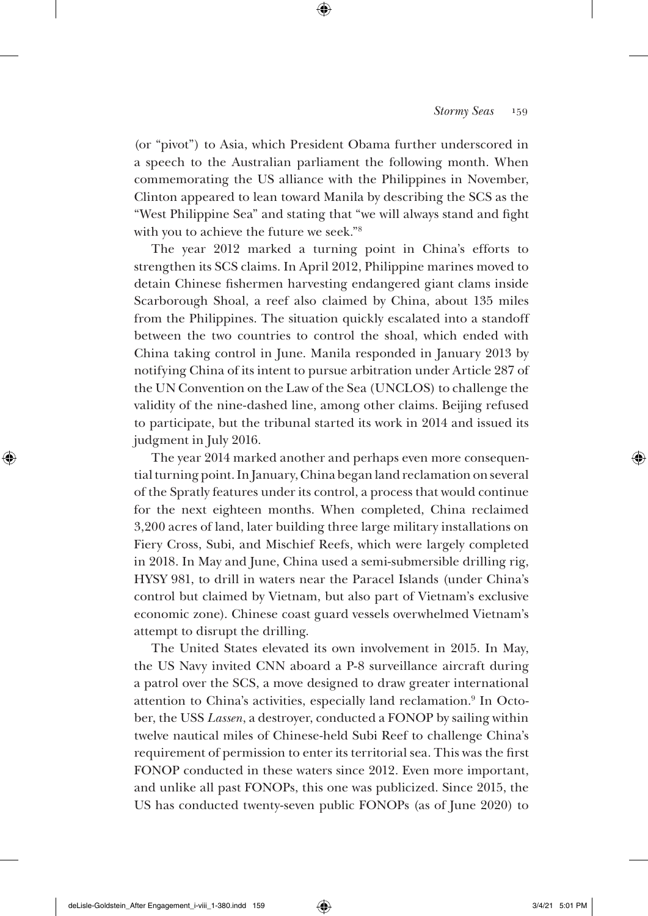(or "pivot") to Asia, which President Obama further underscored in a speech to the Australian parliament the following month. When commemorating the US alliance with the Philippines in November, Clinton appeared to lean toward Manila by describing the SCS as the "West Philippine Sea" and stating that "we will always stand and fight with you to achieve the future we seek."[8]

The year 2012 marked a turning point in China's efforts to strengthen its SCS claims. In April 2012, Philippine marines moved to detain Chinese fishermen harvesting endangered giant clams inside Scarborough Shoal, a reef also claimed by China, about 135 miles from the Philippines. The situation quickly escalated into a standoff between the two countries to control the shoal, which ended with China taking control in June. Manila responded in January 2013 by notifying China of its intent to pursue arbitration under Article 287 of the UN Convention on the Law of the Sea (UNCLOS) to challenge the validity of the nine-dashed line, among other claims. Beijing refused to participate, but the tribunal started its work in 2014 and issued its judgment in July 2016.

The year 2014 marked another and perhaps even more consequential turning point. In January, China began land reclamation on several of the Spratly features under its control, a process that would continue for the next eighteen months. When completed, China reclaimed 3,200 acres of land, later building three large military installations on Fiery Cross, Subi, and Mischief Reefs, which were largely completed in 2018. In May and June, China used a semi-submersible drilling rig, HYSY 981, to drill in waters near the Paracel Islands (under China's control but claimed by Vietnam, but also part of Vietnam's exclusive economic zone). Chinese coast guard vessels overwhelmed Vietnam's attempt to disrupt the drilling.

The United States elevated its own involvement in 2015. In May, the US Navy invited CNN aboard a P-8 surveillance aircraft during a patrol over the SCS, a move designed to draw greater international attention to China's activities, especially land reclamation.[9] In October, the USS *Lassen*, a destroyer, conducted a FONOP by sailing within twelve nautical miles of Chinese-held Subi Reef to challenge China's requirement of permission to enter its territorial sea. This was the first FONOP conducted in these waters since 2012. Even more important, and unlike all past FONOPs, this one was publicized. Since 2015, the US has conducted twenty-seven public FONOPs (as of June 2020) to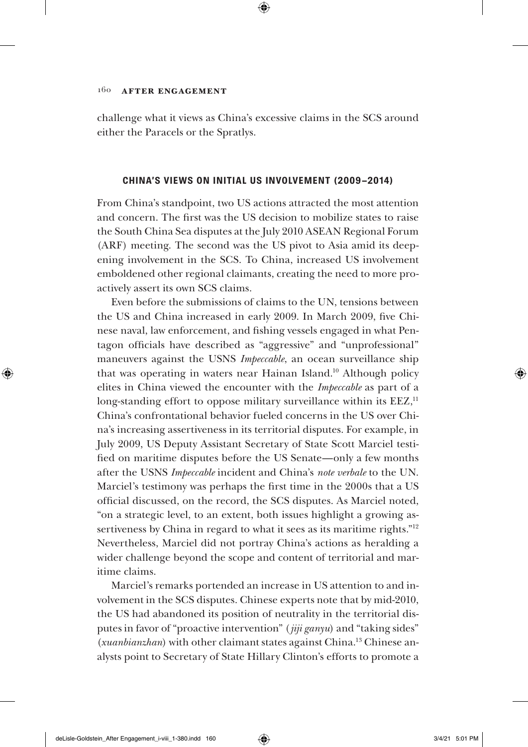challenge what it views as China's excessive claims in the SCS around either the Paracels or the Spratlys.

## CHINA'S VIEWS ON INITIAL US INVOLVEMENT (2009–2014)

From China's standpoint, two US actions attracted the most attention and concern. The first was the US decision to mobilize states to raise the South China Sea disputes at the July 2010 ASEAN Regional Forum (ARF) meeting. The second was the US pivot to Asia amid its deepening involvement in the SCS. To China, increased US involvement emboldened other regional claimants, creating the need to more proactively assert its own SCS claims.

Even before the submissions of claims to the UN, tensions between the US and China increased in early 2009. In March 2009, five Chinese naval, law enforcement, and fishing vessels engaged in what Pentagon officials have described as "aggressive" and "unprofessional" maneuvers against the USNS *Impeccable*, an ocean surveillance ship that was operating in waters near Hainan Island.[10] Although policy elites in China viewed the encounter with the *Impeccable* as part of a long-standing effort to oppose military surveillance within its EEZ,[11] China's confrontational behavior fueled concerns in the US over China's increasing assertiveness in its territorial disputes. For example, in July 2009, US Deputy Assistant Secretary of State Scott Marciel testified on maritime disputes before the US Senate—only a few months after the USNS *Impeccable* incident and China's *note verbale* to the UN. Marciel's testimony was perhaps the first time in the 2000s that a US official discussed, on the record, the SCS disputes. As Marciel noted, "on a strategic level, to an extent, both issues highlight a growing assertiveness by China in regard to what it sees as its maritime rights."[12] Nevertheless, Marciel did not portray China's actions as heralding a wider challenge beyond the scope and content of territorial and maritime claims.

Marciel's remarks portended an increase in US attention to and involvement in the SCS disputes. Chinese experts note that by mid-2010, the US had abandoned its position of neutrality in the territorial disputes in favor of "proactive intervention" (*jiji ganyu*) and "taking sides" (*xuanbianzhan*) with other claimant states against China.[13] Chinese analysts point to Secretary of State Hillary Clinton's efforts to promote a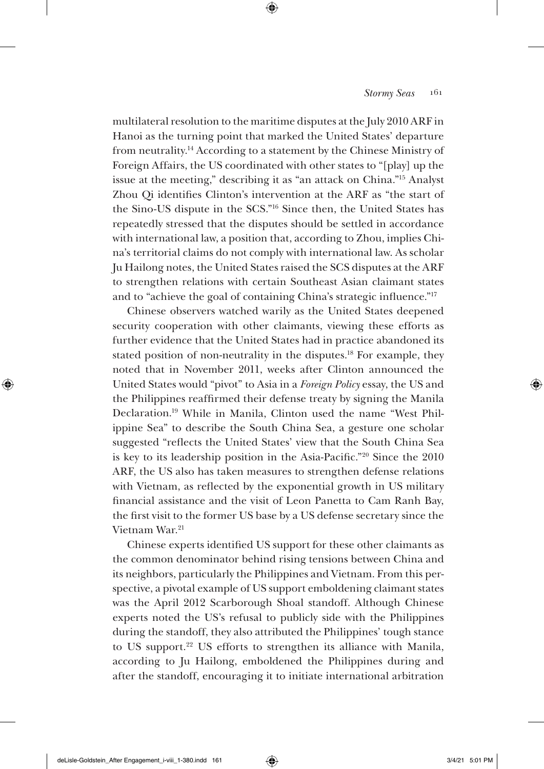multilateral resolution to the maritime disputes at the July 2010 ARF in Hanoi as the turning point that marked the United States' departure from neutrality.[14] According to a statement by the Chinese Ministry of Foreign Affairs, the US coordinated with other states to "[play] up the issue at the meeting," describing it as "an attack on China."[15] Analyst Zhou Qi identifies Clinton's intervention at the ARF as "the start of the Sino-US dispute in the SCS."[16] Since then, the United States has repeatedly stressed that the disputes should be settled in accordance with international law, a position that, according to Zhou, implies China's territorial claims do not comply with international law. As scholar Ju Hailong notes, the United States raised the SCS disputes at the ARF to strengthen relations with certain Southeast Asian claimant states and to "achieve the goal of containing China's strategic influence."[17]

Chinese observers watched warily as the United States deepened security cooperation with other claimants, viewing these efforts as further evidence that the United States had in practice abandoned its stated position of non-neutrality in the disputes.[18] For example, they noted that in November 2011, weeks after Clinton announced the United States would "pivot" to Asia in a *Foreign Policy* essay, the US and the Philippines reaffirmed their defense treaty by signing the Manila Declaration.[19] While in Manila, Clinton used the name "West Philippine Sea" to describe the South China Sea, a gesture one scholar suggested "reflects the United States' view that the South China Sea is key to its leadership position in the Asia-Pacific."[20] Since the 2010 ARF, the US also has taken measures to strengthen defense relations with Vietnam, as reflected by the exponential growth in US military financial assistance and the visit of Leon Panetta to Cam Ranh Bay, the first visit to the former US base by a US defense secretary since the Vietnam War.[21]

Chinese experts identified US support for these other claimants as the common denominator behind rising tensions between China and its neighbors, particularly the Philippines and Vietnam. From this perspective, a pivotal example of US support emboldening claimant states was the April 2012 Scarborough Shoal standoff. Although Chinese experts noted the US's refusal to publicly side with the Philippines during the standoff, they also attributed the Philippines' tough stance to US support.[22] US efforts to strengthen its alliance with Manila, according to Ju Hailong, emboldened the Philippines during and after the standoff, encouraging it to initiate international arbitration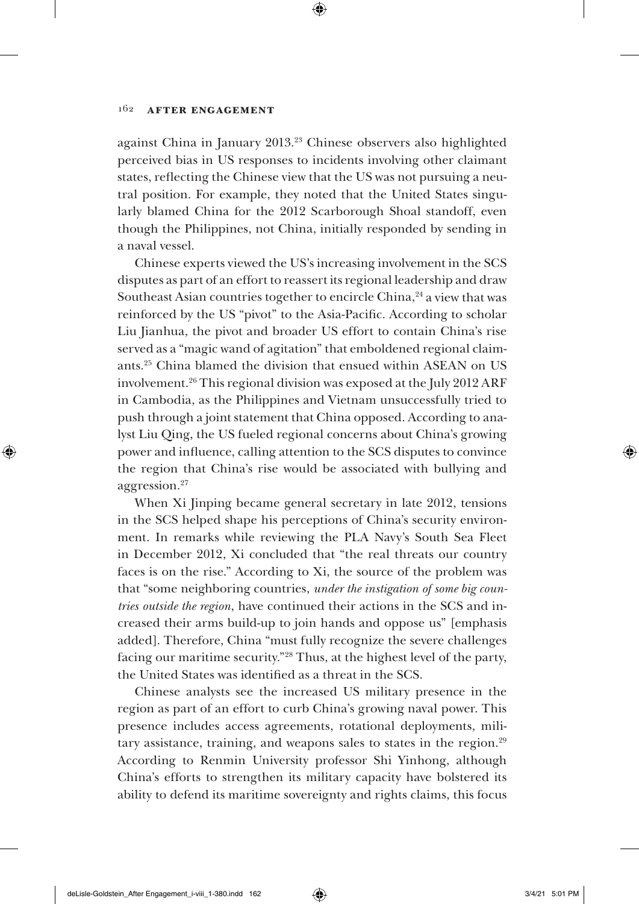against China in January 2013.[23] Chinese observers also highlighted perceived bias in US responses to incidents involving other claimant states, reflecting the Chinese view that the US was not pursuing a neutral position. For example, they noted that the United States singularly blamed China for the 2012 Scarborough Shoal standoff, even though the Philippines, not China, initially responded by sending in a naval vessel.

Chinese experts viewed the US's increasing involvement in the SCS disputes as part of an effort to reassert its regional leadership and draw Southeast Asian countries together to encircle China,[24] a view that was reinforced by the US "pivot" to the Asia-Pacific. According to scholar Liu Jianhua, the pivot and broader US effort to contain China's rise served as a "magic wand of agitation" that emboldened regional claimants.[25] China blamed the division that ensued within ASEAN on US involvement.[26] This regional division was exposed at the July 2012 ARF in Cambodia, as the Philippines and Vietnam unsuccessfully tried to push through a joint statement that China opposed. According to analyst Liu Qing, the US fueled regional concerns about China's growing power and influence, calling attention to the SCS disputes to convince the region that China's rise would be associated with bullying and aggression.[27]

When Xi Jinping became general secretary in late 2012, tensions in the SCS helped shape his perceptions of China's security environment. In remarks while reviewing the PLA Navy's South Sea Fleet in December 2012, Xi concluded that "the real threats our country faces is on the rise." According to Xi, the source of the problem was that "some neighboring countries, *under the instigation of some big countries outside the region*, have continued their actions in the SCS and increased their arms build-up to join hands and oppose us" [emphasis added]. Therefore, China "must fully recognize the severe challenges facing our maritime security."[28] Thus, at the highest level of the party, the United States was identified as a threat in the SCS.

Chinese analysts see the increased US military presence in the region as part of an effort to curb China's growing naval power. This presence includes access agreements, rotational deployments, military assistance, training, and weapons sales to states in the region.[29] According to Renmin University professor Shi Yinhong, although China's efforts to strengthen its military capacity have bolstered its ability to defend its maritime sovereignty and rights claims, this focus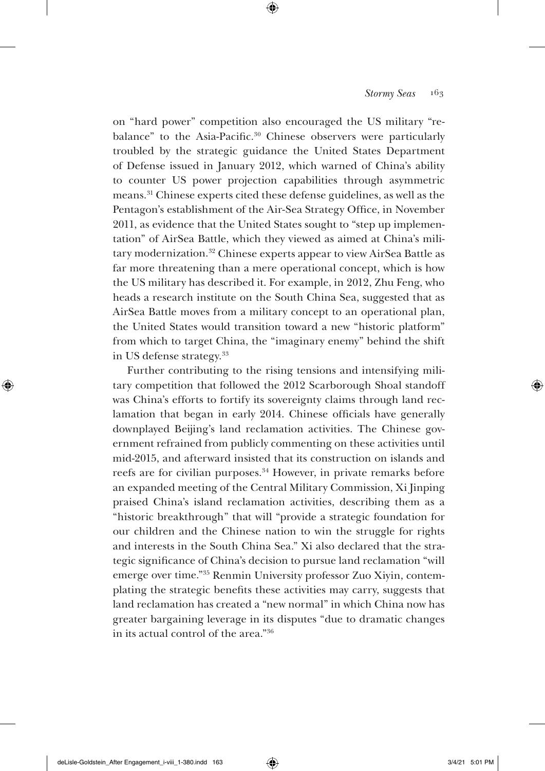on "hard power" competition also encouraged the US military "rebalance" to the Asia-Pacific.[30] Chinese observers were particularly troubled by the strategic guidance the United States Department of Defense issued in January 2012, which warned of China's ability to counter US power projection capabilities through asymmetric means.[31] Chinese experts cited these defense guidelines, as well as the Pentagon's establishment of the Air-Sea Strategy Office, in November 2011, as evidence that the United States sought to "step up implementation" of AirSea Battle, which they viewed as aimed at China's military modernization.[32] Chinese experts appear to view AirSea Battle as far more threatening than a mere operational concept, which is how the US military has described it. For example, in 2012, Zhu Feng, who heads a research institute on the South China Sea, suggested that as AirSea Battle moves from a military concept to an operational plan, the United States would transition toward a new "historic platform" from which to target China, the "imaginary enemy" behind the shift in US defense strategy.[33]

Further contributing to the rising tensions and intensifying military competition that followed the 2012 Scarborough Shoal standoff was China's efforts to fortify its sovereignty claims through land reclamation that began in early 2014. Chinese officials have generally downplayed Beijing's land reclamation activities. The Chinese government refrained from publicly commenting on these activities until mid-2015, and afterward insisted that its construction on islands and reefs are for civilian purposes.[34] However, in private remarks before an expanded meeting of the Central Military Commission, Xi Jinping praised China's island reclamation activities, describing them as a "historic breakthrough" that will "provide a strategic foundation for our children and the Chinese nation to win the struggle for rights and interests in the South China Sea." Xi also declared that the strategic significance of China's decision to pursue land reclamation "will emerge over time."[35] Renmin University professor Zuo Xiyin, contemplating the strategic benefits these activities may carry, suggests that land reclamation has created a "new normal" in which China now has greater bargaining leverage in its disputes "due to dramatic changes in its actual control of the area."[36]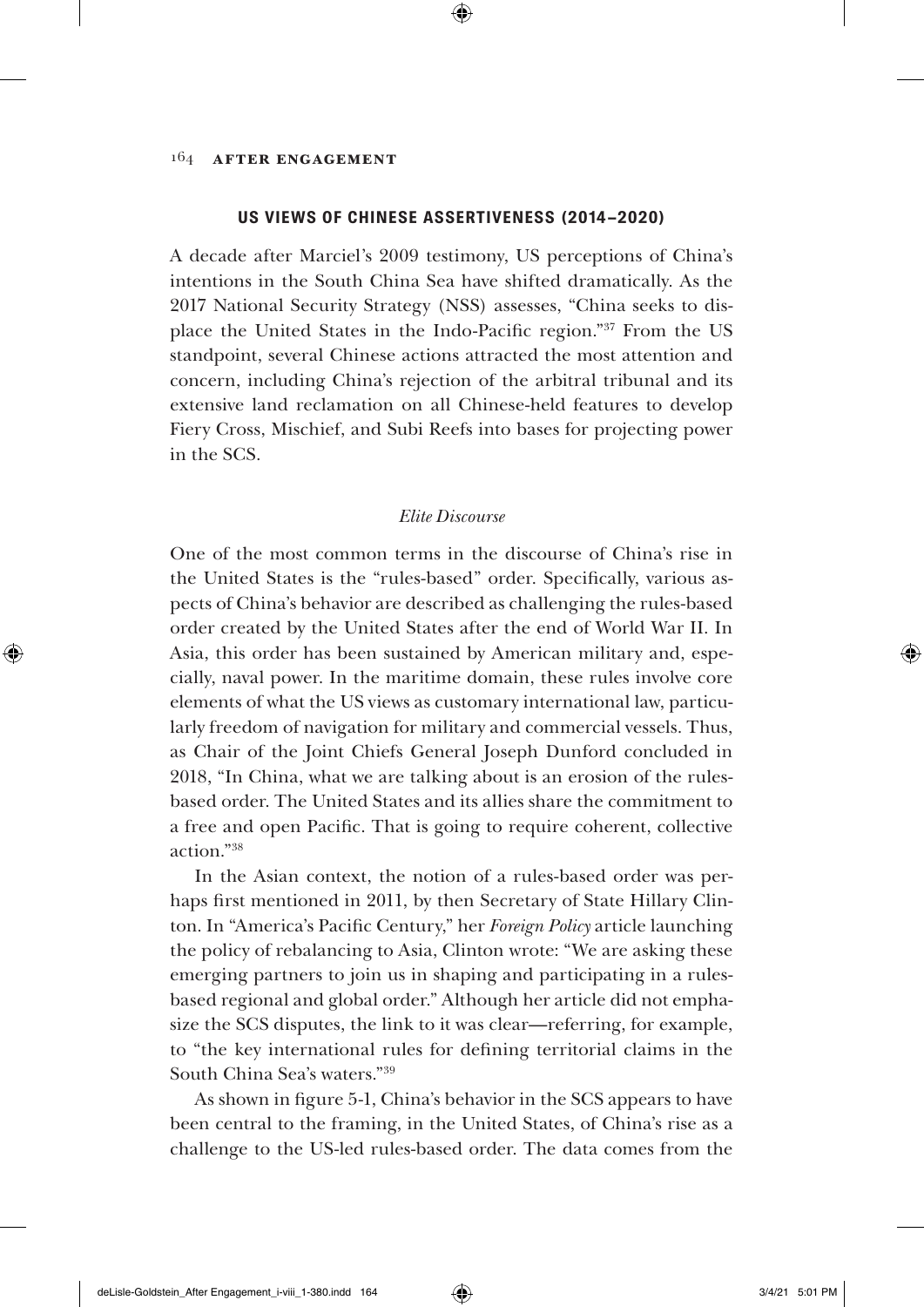## US VIEWS OF CHINESE ASSERTIVENESS (2014–2020)

A decade after Marciel's 2009 testimony, US perceptions of China's intentions in the South China Sea have shifted dramatically. As the 2017 National Security Strategy (NSS) assesses, "China seeks to displace the United States in the Indo-Pacific region."[37] From the US standpoint, several Chinese actions attracted the most attention and concern, including China's rejection of the arbitral tribunal and its extensive land reclamation on all Chinese-held features to develop Fiery Cross, Mischief, and Subi Reefs into bases for projecting power in the SCS.

### *Elite Discourse*

One of the most common terms in the discourse of China's rise in the United States is the "rules-based" order. Specifically, various aspects of China's behavior are described as challenging the rules-based order created by the United States after the end of World War II. In Asia, this order has been sustained by American military and, especially, naval power. In the maritime domain, these rules involve core elements of what the US views as customary international law, particularly freedom of navigation for military and commercial vessels. Thus, as Chair of the Joint Chiefs General Joseph Dunford concluded in 2018, "In China, what we are talking about is an erosion of the rules-based order. The United States and its allies share the commitment to a free and open Pacific. That is going to require coherent, collective action."[38]

In the Asian context, the notion of a rules-based order was perhaps first mentioned in 2011, by then Secretary of State Hillary Clinton. In "America's Pacific Century," her *Foreign Policy* article launching the policy of rebalancing to Asia, Clinton wrote: "We are asking these emerging partners to join us in shaping and participating in a rules-based regional and global order." Although her article did not emphasize the SCS disputes, the link to it was clear—referring, for example, to "the key international rules for defining territorial claims in the South China Sea's waters."[39]

As shown in figure 5-1, China's behavior in the SCS appears to have been central to the framing, in the United States, of China's rise as a challenge to the US-led rules-based order. The data comes from the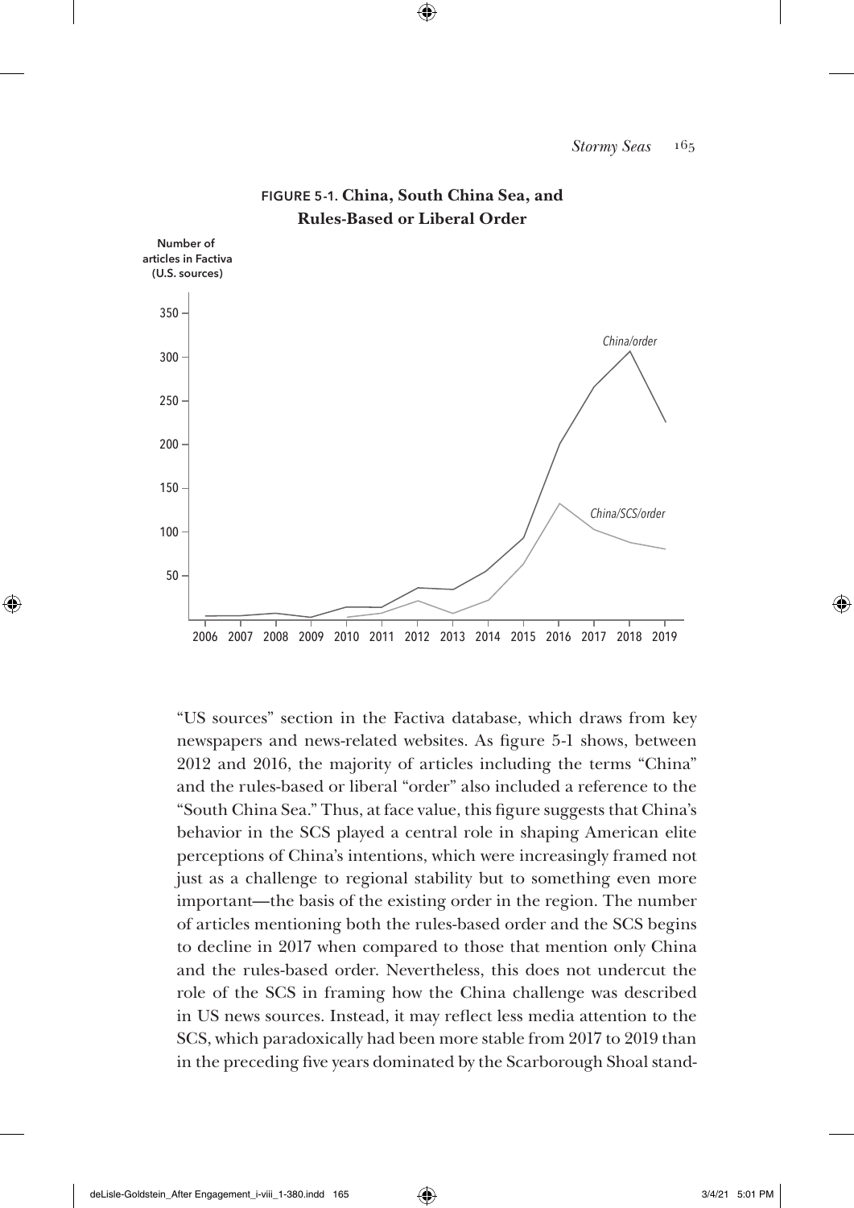**FIGURE 5-1. China, South China Sea, and Rules-Based or Liberal Order**

"US sources" section in the Factiva database, which draws from key newspapers and news-related websites. As figure 5-1 shows, between 2012 and 2016, the majority of articles including the terms "China" and the rules-based or liberal "order" also included a reference to the "South China Sea." Thus, at face value, this figure suggests that China's behavior in the SCS played a central role in shaping American elite perceptions of China's intentions, which were increasingly framed not just as a challenge to regional stability but to something even more important—the basis of the existing order in the region. The number of articles mentioning both the rules-based order and the SCS begins to decline in 2017 when compared to those that mention only China and the rules-based order. Nevertheless, this does not undercut the role of the SCS in framing how the China challenge was described in US news sources. Instead, it may reflect less media attention to the SCS, which paradoxically had been more stable from 2017 to 2019 than in the preceding five years dominated by the Scarborough Shoal stand-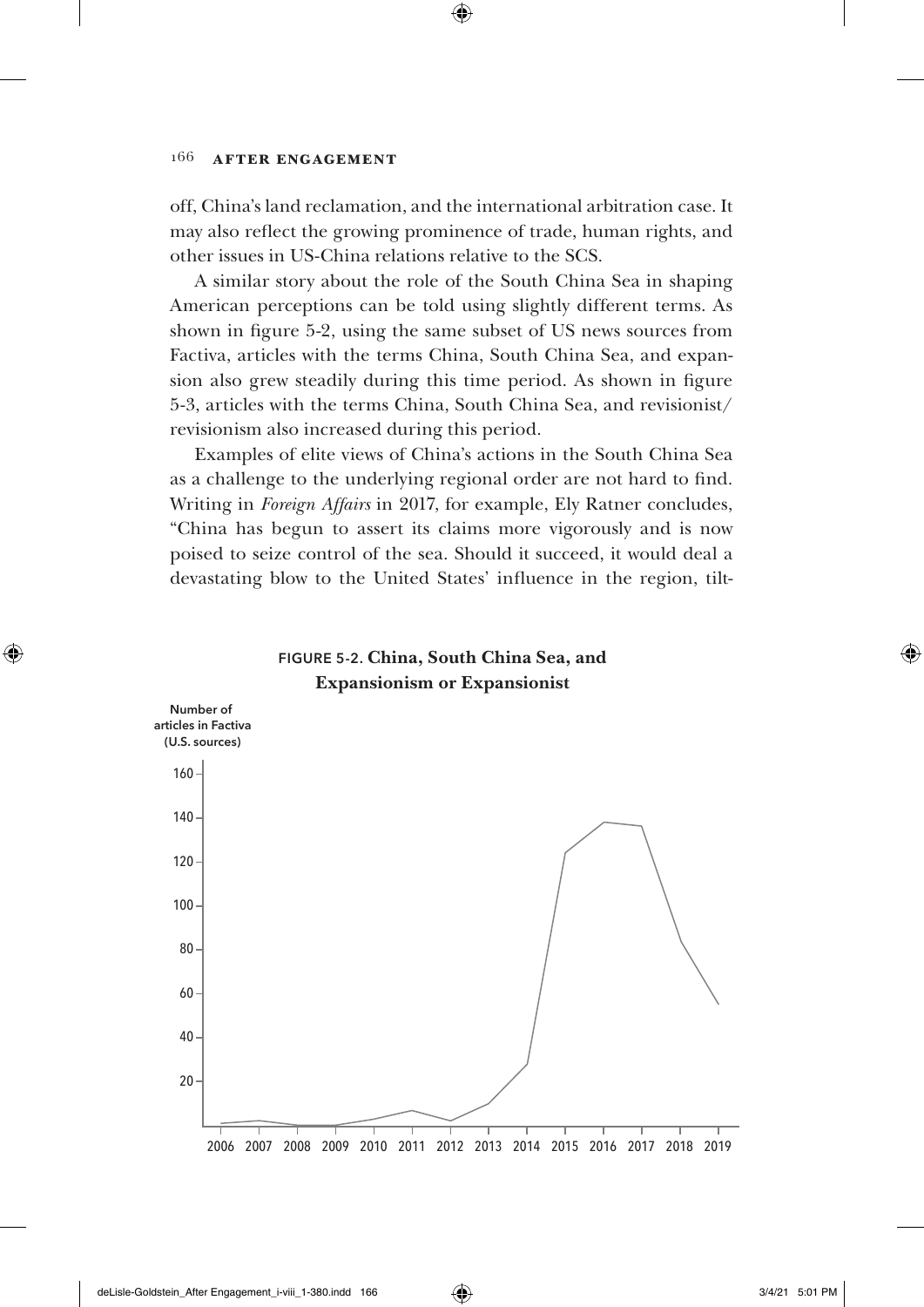off, China's land reclamation, and the international arbitration case. It may also reflect the growing prominence of trade, human rights, and other issues in US-China relations relative to the SCS.

A similar story about the role of the South China Sea in shaping American perceptions can be told using slightly different terms. As shown in figure 5-2, using the same subset of US news sources from Factiva, articles with the terms China, South China Sea, and expansion also grew steadily during this time period. As shown in figure 5-3, articles with the terms China, South China Sea, and revisionist/revisionism also increased during this period.

Examples of elite views of China's actions in the South China Sea as a challenge to the underlying regional order are not hard to find. Writing in *Foreign Affairs* in 2017, for example, Ely Ratner concludes, "China has begun to assert its claims more vigorously and is now poised to seize control of the sea. Should it succeed, it would deal a devastating blow to the United States' influence in the region, tilt-

**FIGURE 5-2. China, South China Sea, and Expansionism or Expansionist**

Number of articles in Factiva (U.S. sources)

| Year | Approx. number of articles |
| --- | --- |
| 2006 | ~1 |
| 2007 | ~2 |
| 2008 | ~0 |
| 2009 | ~0 |
| 2010 | ~3 |
| 2011 | ~7 |
| 2012 | ~2 |
| 2013 | ~10 |
| 2014 | ~28 |
| 2015 | ~124 |
| 2016 | ~138 |
| 2017 | ~136 |
| 2018 | ~83 |
| 2019 | ~55 |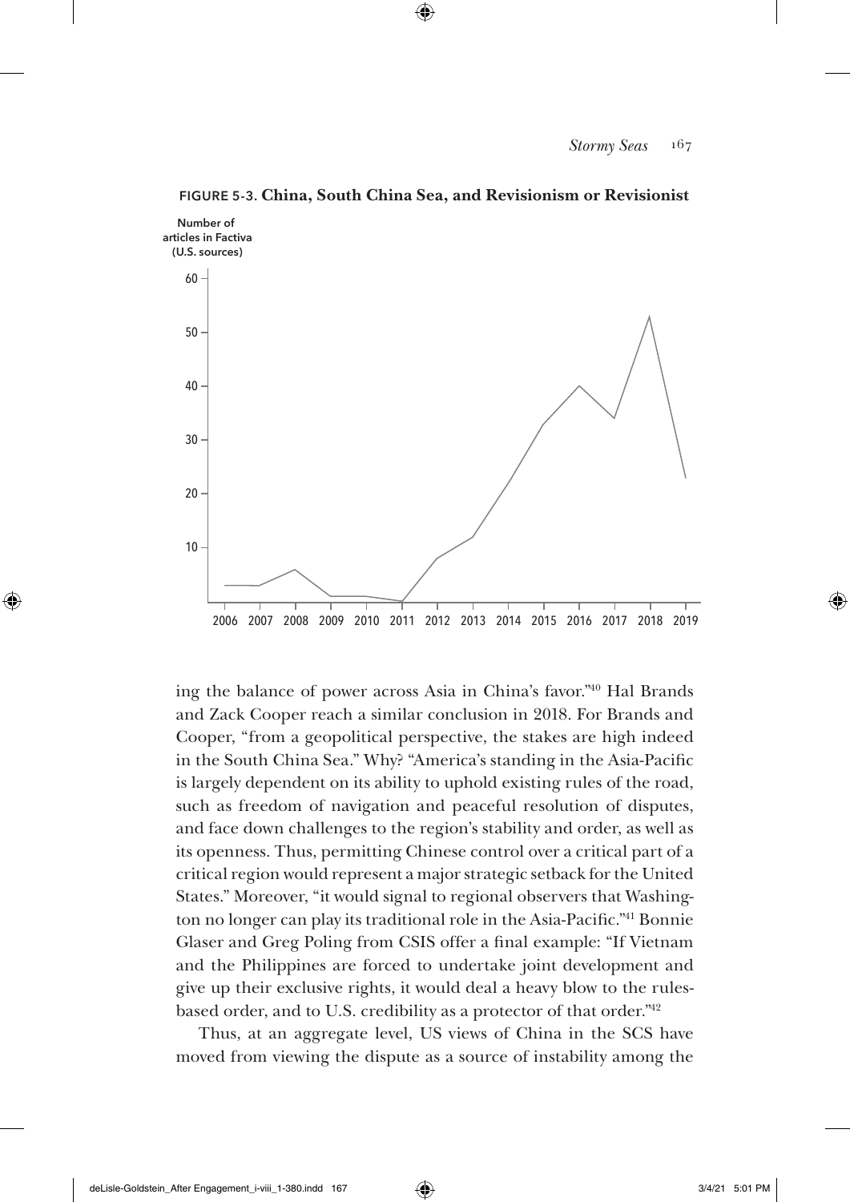**FIGURE 5-3. China, South China Sea, and Revisionism or Revisionist**

ing the balance of power across Asia in China's favor."[40] Hal Brands and Zack Cooper reach a similar conclusion in 2018. For Brands and Cooper, "from a geopolitical perspective, the stakes are high indeed in the South China Sea." Why? "America's standing in the Asia-Pacific is largely dependent on its ability to uphold existing rules of the road, such as freedom of navigation and peaceful resolution of disputes, and face down challenges to the region's stability and order, as well as its openness. Thus, permitting Chinese control over a critical part of a critical region would represent a major strategic setback for the United States." Moreover, "it would signal to regional observers that Washington no longer can play its traditional role in the Asia-Pacific."[41] Bonnie Glaser and Greg Poling from CSIS offer a final example: "If Vietnam and the Philippines are forced to undertake joint development and give up their exclusive rights, it would deal a heavy blow to the rules-based order, and to U.S. credibility as a protector of that order."[42]

Thus, at an aggregate level, US views of China in the SCS have moved from viewing the dispute as a source of instability among the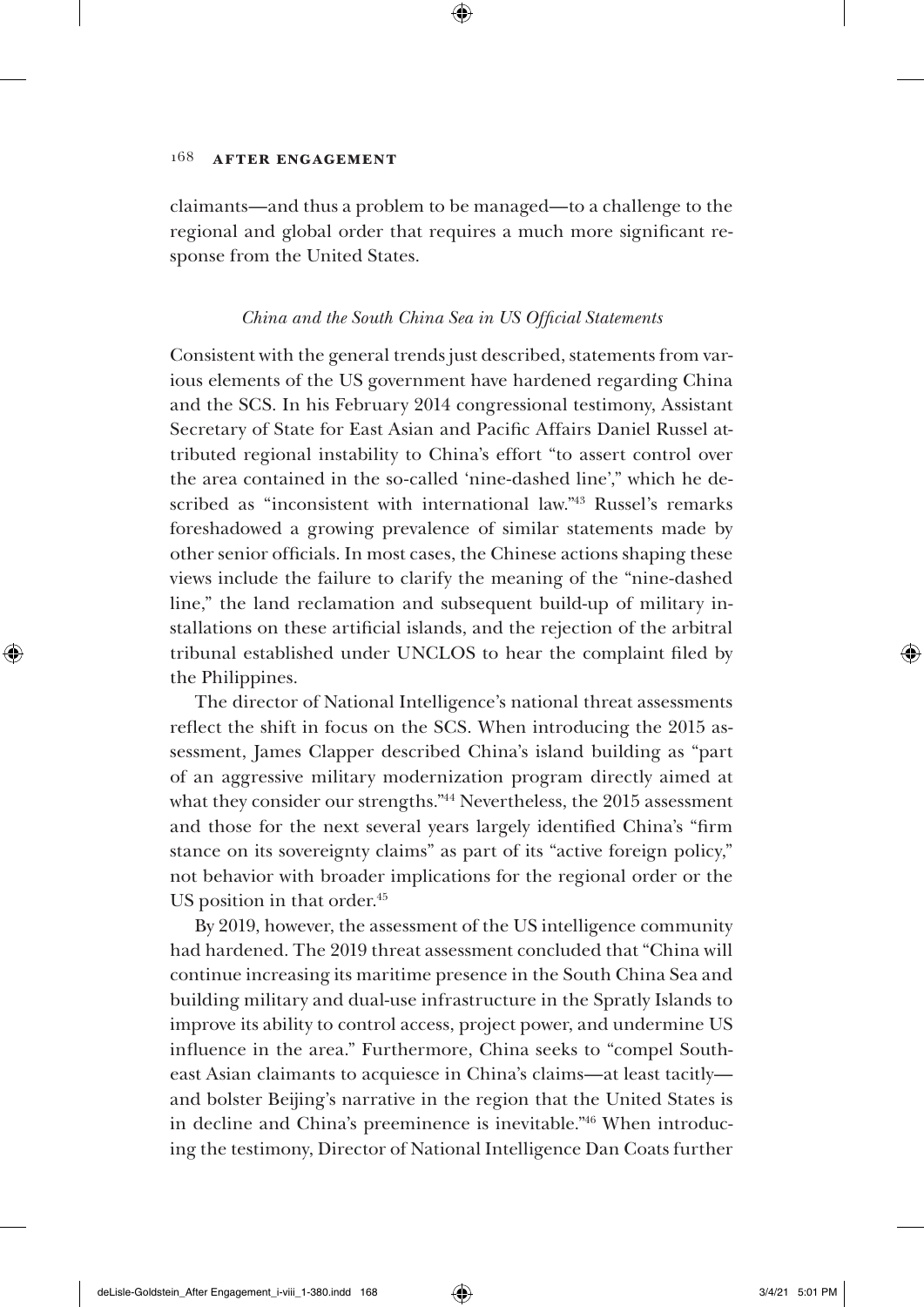claimants—and thus a problem to be managed—to a challenge to the regional and global order that requires a much more significant response from the United States.

### *China and the South China Sea in US Official Statements*

Consistent with the general trends just described, statements from various elements of the US government have hardened regarding China and the SCS. In his February 2014 congressional testimony, Assistant Secretary of State for East Asian and Pacific Affairs Daniel Russel attributed regional instability to China's effort "to assert control over the area contained in the so-called 'nine-dashed line'," which he described as "inconsistent with international law."[43] Russel's remarks foreshadowed a growing prevalence of similar statements made by other senior officials. In most cases, the Chinese actions shaping these views include the failure to clarify the meaning of the "nine-dashed line," the land reclamation and subsequent build-up of military installations on these artificial islands, and the rejection of the arbitral tribunal established under UNCLOS to hear the complaint filed by the Philippines.

The director of National Intelligence's national threat assessments reflect the shift in focus on the SCS. When introducing the 2015 assessment, James Clapper described China's island building as "part of an aggressive military modernization program directly aimed at what they consider our strengths."[44] Nevertheless, the 2015 assessment and those for the next several years largely identified China's "firm stance on its sovereignty claims" as part of its "active foreign policy," not behavior with broader implications for the regional order or the US position in that order.[45]

By 2019, however, the assessment of the US intelligence community had hardened. The 2019 threat assessment concluded that "China will continue increasing its maritime presence in the South China Sea and building military and dual-use infrastructure in the Spratly Islands to improve its ability to control access, project power, and undermine US influence in the area." Furthermore, China seeks to "compel Southeast Asian claimants to acquiesce in China's claims—at least tacitly—and bolster Beijing's narrative in the region that the United States is in decline and China's preeminence is inevitable."[46] When introducing the testimony, Director of National Intelligence Dan Coats further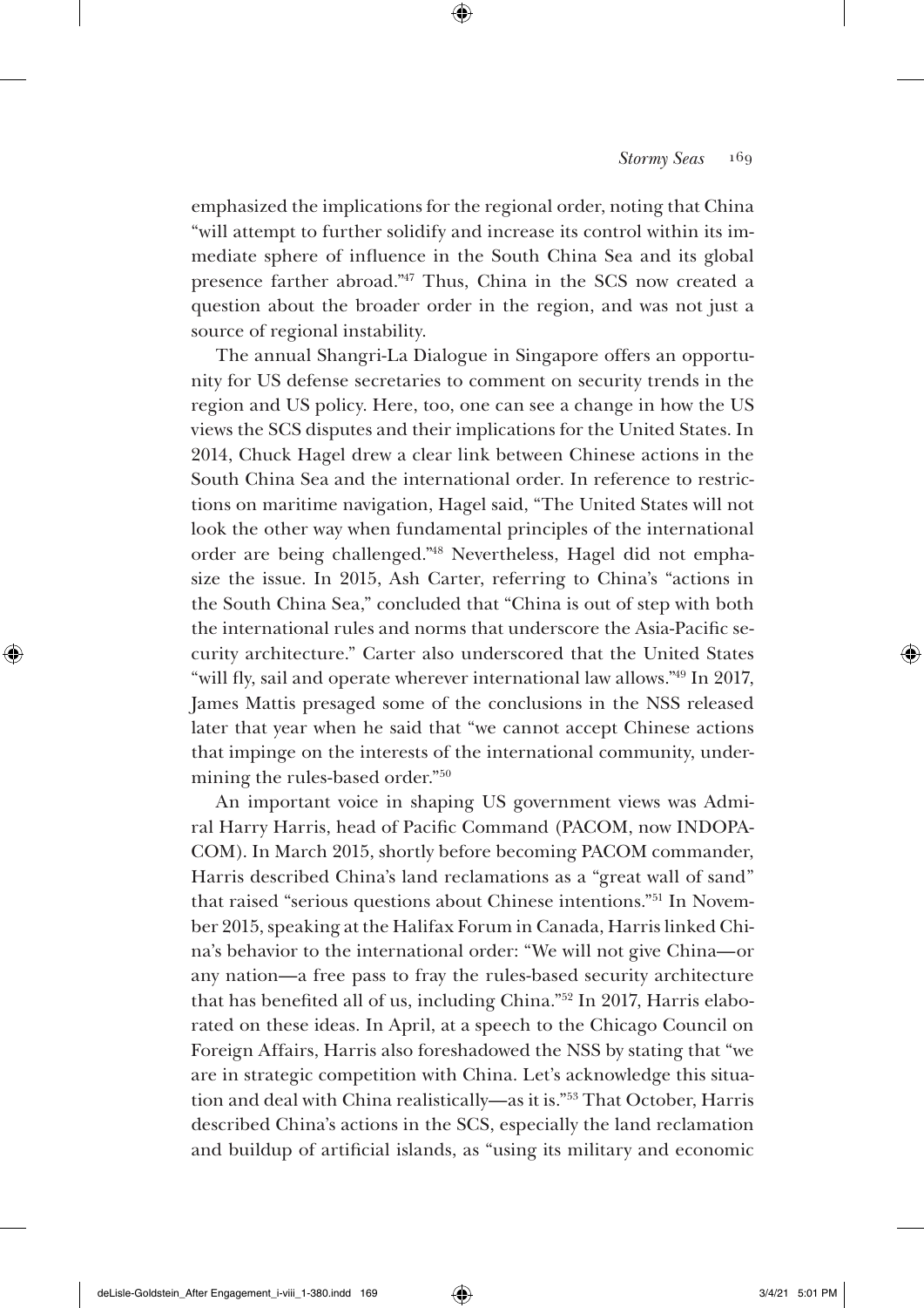emphasized the implications for the regional order, noting that China "will attempt to further solidify and increase its control within its immediate sphere of influence in the South China Sea and its global presence farther abroad."[47] Thus, China in the SCS now created a question about the broader order in the region, and was not just a source of regional instability.

The annual Shangri-La Dialogue in Singapore offers an opportunity for US defense secretaries to comment on security trends in the region and US policy. Here, too, one can see a change in how the US views the SCS disputes and their implications for the United States. In 2014, Chuck Hagel drew a clear link between Chinese actions in the South China Sea and the international order. In reference to restrictions on maritime navigation, Hagel said, "The United States will not look the other way when fundamental principles of the international order are being challenged."[48] Nevertheless, Hagel did not emphasize the issue. In 2015, Ash Carter, referring to China's "actions in the South China Sea," concluded that "China is out of step with both the international rules and norms that underscore the Asia-Pacific security architecture." Carter also underscored that the United States "will fly, sail and operate wherever international law allows."[49] In 2017, James Mattis presaged some of the conclusions in the NSS released later that year when he said that "we cannot accept Chinese actions that impinge on the interests of the international community, undermining the rules-based order."[50]

An important voice in shaping US government views was Admiral Harry Harris, head of Pacific Command (PACOM, now INDOPACOM). In March 2015, shortly before becoming PACOM commander, Harris described China's land reclamations as a "great wall of sand" that raised "serious questions about Chinese intentions."[51] In November 2015, speaking at the Halifax Forum in Canada, Harris linked China's behavior to the international order: "We will not give China—or any nation—a free pass to fray the rules-based security architecture that has benefited all of us, including China."[52] In 2017, Harris elaborated on these ideas. In April, at a speech to the Chicago Council on Foreign Affairs, Harris also foreshadowed the NSS by stating that "we are in strategic competition with China. Let's acknowledge this situation and deal with China realistically—as it is."[53] That October, Harris described China's actions in the SCS, especially the land reclamation and buildup of artificial islands, as "using its military and economic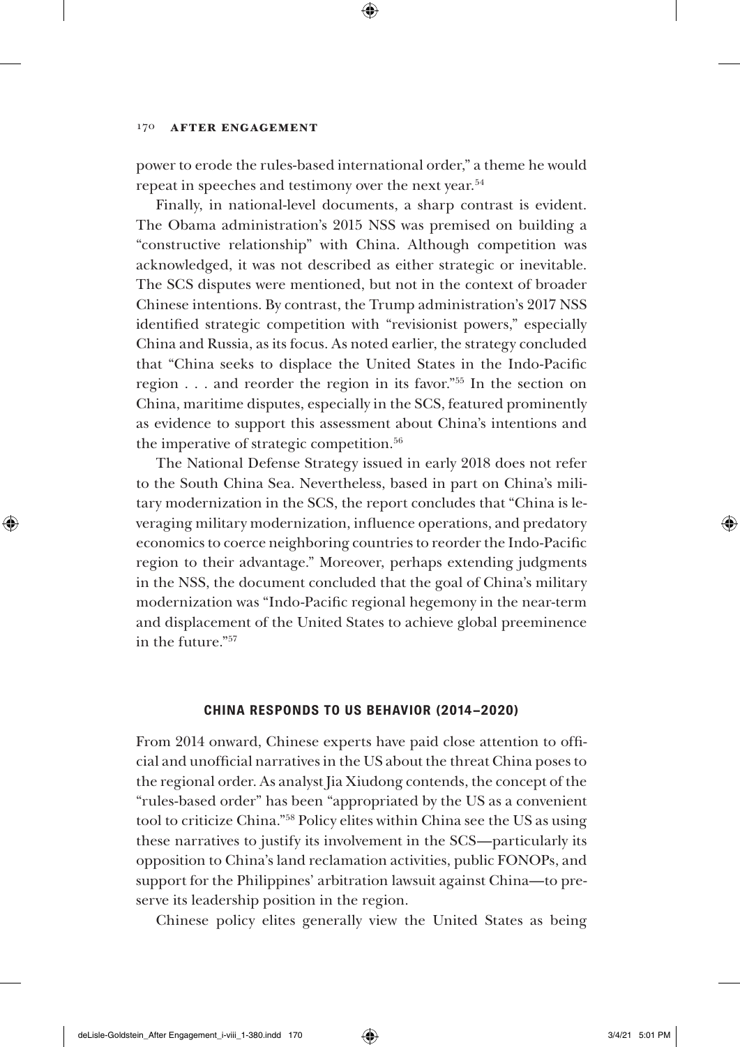power to erode the rules-based international order," a theme he would repeat in speeches and testimony over the next year.[54]

Finally, in national-level documents, a sharp contrast is evident. The Obama administration's 2015 NSS was premised on building a "constructive relationship" with China. Although competition was acknowledged, it was not described as either strategic or inevitable. The SCS disputes were mentioned, but not in the context of broader Chinese intentions. By contrast, the Trump administration's 2017 NSS identified strategic competition with "revisionist powers," especially China and Russia, as its focus. As noted earlier, the strategy concluded that "China seeks to displace the United States in the Indo-Pacific region . . . and reorder the region in its favor."[55] In the section on China, maritime disputes, especially in the SCS, featured prominently as evidence to support this assessment about China's intentions and the imperative of strategic competition.[56]

The National Defense Strategy issued in early 2018 does not refer to the South China Sea. Nevertheless, based in part on China's military modernization in the SCS, the report concludes that "China is leveraging military modernization, influence operations, and predatory economics to coerce neighboring countries to reorder the Indo-Pacific region to their advantage." Moreover, perhaps extending judgments in the NSS, the document concluded that the goal of China's military modernization was "Indo-Pacific regional hegemony in the near-term and displacement of the United States to achieve global preeminence in the future."[57]

## CHINA RESPONDS TO US BEHAVIOR (2014–2020)

From 2014 onward, Chinese experts have paid close attention to official and unofficial narratives in the US about the threat China poses to the regional order. As analyst Jia Xiudong contends, the concept of the "rules-based order" has been "appropriated by the US as a convenient tool to criticize China."[58] Policy elites within China see the US as using these narratives to justify its involvement in the SCS—particularly its opposition to China's land reclamation activities, public FONOPs, and support for the Philippines' arbitration lawsuit against China—to preserve its leadership position in the region.

Chinese policy elites generally view the United States as being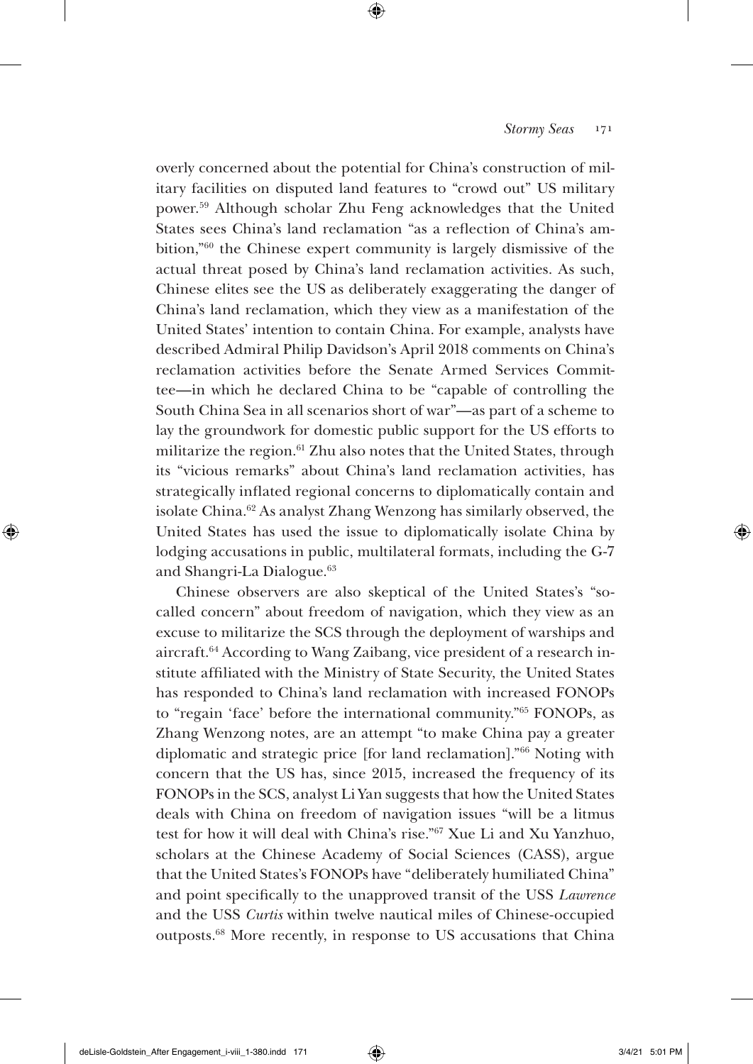overly concerned about the potential for China's construction of military facilities on disputed land features to "crowd out" US military power.[59] Although scholar Zhu Feng acknowledges that the United States sees China's land reclamation "as a reflection of China's ambition,"[60] the Chinese expert community is largely dismissive of the actual threat posed by China's land reclamation activities. As such, Chinese elites see the US as deliberately exaggerating the danger of China's land reclamation, which they view as a manifestation of the United States' intention to contain China. For example, analysts have described Admiral Philip Davidson's April 2018 comments on China's reclamation activities before the Senate Armed Services Committee—in which he declared China to be "capable of controlling the South China Sea in all scenarios short of war"—as part of a scheme to lay the groundwork for domestic public support for the US efforts to militarize the region.[61] Zhu also notes that the United States, through its "vicious remarks" about China's land reclamation activities, has strategically inflated regional concerns to diplomatically contain and isolate China.[62] As analyst Zhang Wenzong has similarly observed, the United States has used the issue to diplomatically isolate China by lodging accusations in public, multilateral formats, including the G-7 and Shangri-La Dialogue.[63]

Chinese observers are also skeptical of the United States's "so-called concern" about freedom of navigation, which they view as an excuse to militarize the SCS through the deployment of warships and aircraft.[64] According to Wang Zaibang, vice president of a research institute affiliated with the Ministry of State Security, the United States has responded to China's land reclamation with increased FONOPs to "regain 'face' before the international community."[65] FONOPs, as Zhang Wenzong notes, are an attempt "to make China pay a greater diplomatic and strategic price [for land reclamation]."[66] Noting with concern that the US has, since 2015, increased the frequency of its FONOPs in the SCS, analyst Li Yan suggests that how the United States deals with China on freedom of navigation issues "will be a litmus test for how it will deal with China's rise."[67] Xue Li and Xu Yanzhuo, scholars at the Chinese Academy of Social Sciences (CASS), argue that the United States's FONOPs have "deliberately humiliated China" and point specifically to the unapproved transit of the USS *Lawrence* and the USS *Curtis* within twelve nautical miles of Chinese-occupied outposts.[68] More recently, in response to US accusations that China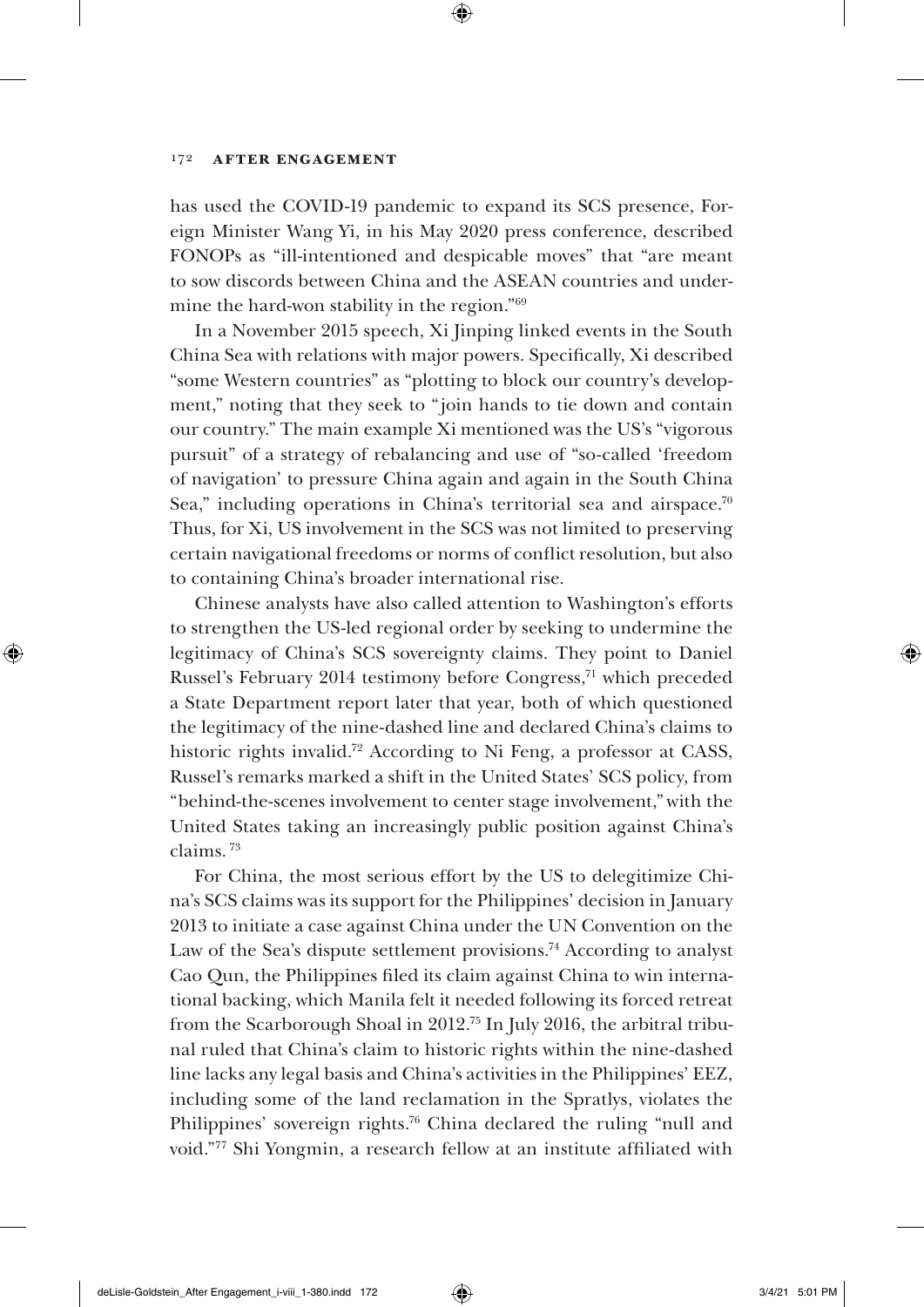has used the COVID-19 pandemic to expand its SCS presence, Foreign Minister Wang Yi, in his May 2020 press conference, described FONOPs as "ill-intentioned and despicable moves" that "are meant to sow discords between China and the ASEAN countries and undermine the hard-won stability in the region."[69]

In a November 2015 speech, Xi Jinping linked events in the South China Sea with relations with major powers. Specifically, Xi described "some Western countries" as "plotting to block our country's development," noting that they seek to "join hands to tie down and contain our country." The main example Xi mentioned was the US's "vigorous pursuit" of a strategy of rebalancing and use of "so-called 'freedom of navigation' to pressure China again and again in the South China Sea," including operations in China's territorial sea and airspace.[70] Thus, for Xi, US involvement in the SCS was not limited to preserving certain navigational freedoms or norms of conflict resolution, but also to containing China's broader international rise.

Chinese analysts have also called attention to Washington's efforts to strengthen the US-led regional order by seeking to undermine the legitimacy of China's SCS sovereignty claims. They point to Daniel Russel's February 2014 testimony before Congress,[71] which preceded a State Department report later that year, both of which questioned the legitimacy of the nine-dashed line and declared China's claims to historic rights invalid.[72] According to Ni Feng, a professor at CASS, Russel's remarks marked a shift in the United States' SCS policy, from "behind-the-scenes involvement to center stage involvement," with the United States taking an increasingly public position against China's claims.[73]

For China, the most serious effort by the US to delegitimize China's SCS claims was its support for the Philippines' decision in January 2013 to initiate a case against China under the UN Convention on the Law of the Sea's dispute settlement provisions.[74] According to analyst Cao Qun, the Philippines filed its claim against China to win international backing, which Manila felt it needed following its forced retreat from the Scarborough Shoal in 2012.[75] In July 2016, the arbitral tribunal ruled that China's claim to historic rights within the nine-dashed line lacks any legal basis and China's activities in the Philippines' EEZ, including some of the land reclamation in the Spratlys, violates the Philippines' sovereign rights.[76] China declared the ruling "null and void."[77] Shi Yongmin, a research fellow at an institute affiliated with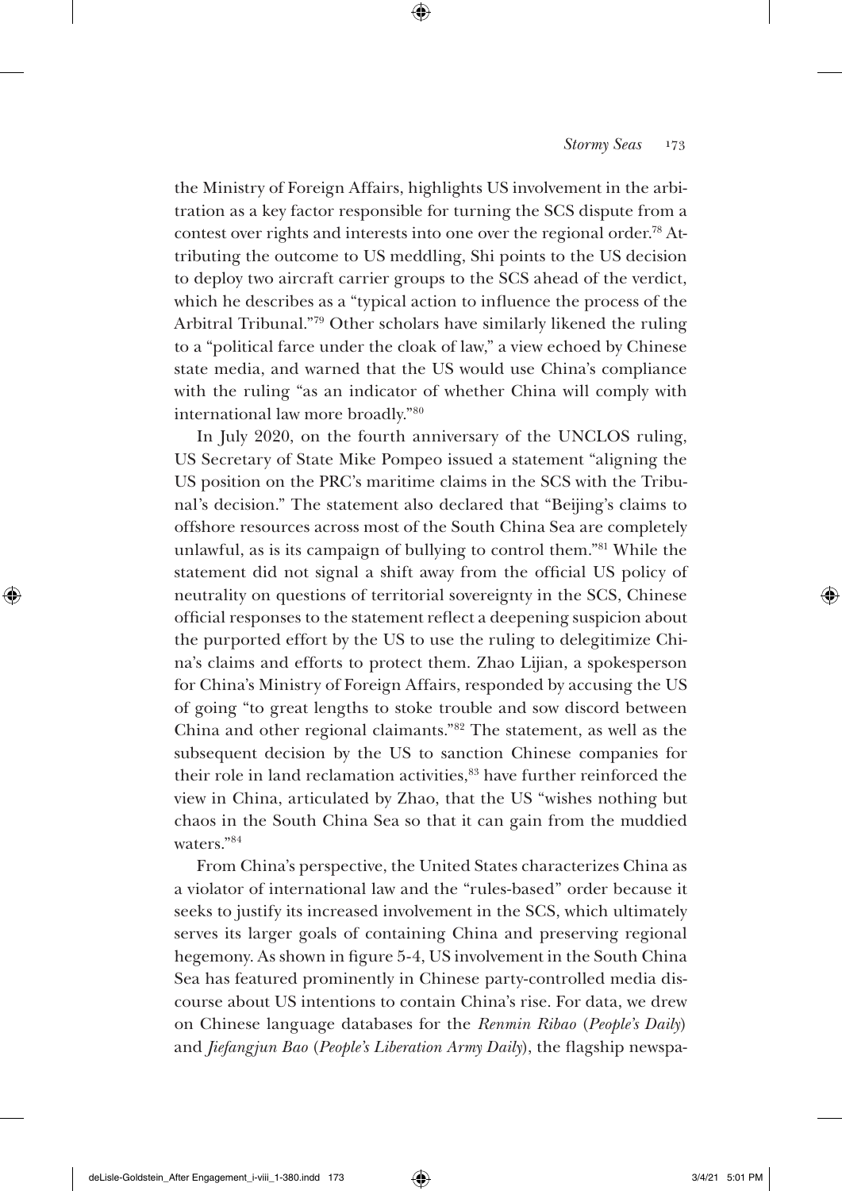the Ministry of Foreign Affairs, highlights US involvement in the arbitration as a key factor responsible for turning the SCS dispute from a contest over rights and interests into one over the regional order.[78] Attributing the outcome to US meddling, Shi points to the US decision to deploy two aircraft carrier groups to the SCS ahead of the verdict, which he describes as a "typical action to influence the process of the Arbitral Tribunal."[79] Other scholars have similarly likened the ruling to a "political farce under the cloak of law," a view echoed by Chinese state media, and warned that the US would use China's compliance with the ruling "as an indicator of whether China will comply with international law more broadly."[80]

In July 2020, on the fourth anniversary of the UNCLOS ruling, US Secretary of State Mike Pompeo issued a statement "aligning the US position on the PRC's maritime claims in the SCS with the Tribunal's decision." The statement also declared that "Beijing's claims to offshore resources across most of the South China Sea are completely unlawful, as is its campaign of bullying to control them."[81] While the statement did not signal a shift away from the official US policy of neutrality on questions of territorial sovereignty in the SCS, Chinese official responses to the statement reflect a deepening suspicion about the purported effort by the US to use the ruling to delegitimize China's claims and efforts to protect them. Zhao Lijian, a spokesperson for China's Ministry of Foreign Affairs, responded by accusing the US of going "to great lengths to stoke trouble and sow discord between China and other regional claimants."[82] The statement, as well as the subsequent decision by the US to sanction Chinese companies for their role in land reclamation activities,[83] have further reinforced the view in China, articulated by Zhao, that the US "wishes nothing but chaos in the South China Sea so that it can gain from the muddied waters."[84]

From China's perspective, the United States characterizes China as a violator of international law and the "rules-based" order because it seeks to justify its increased involvement in the SCS, which ultimately serves its larger goals of containing China and preserving regional hegemony. As shown in figure 5-4, US involvement in the South China Sea has featured prominently in Chinese party-controlled media discourse about US intentions to contain China's rise. For data, we drew on Chinese language databases for the *Renmin Ribao* (*People's Daily*) and *Jiefangjun Bao* (*People's Liberation Army Daily*), the flagship newspa-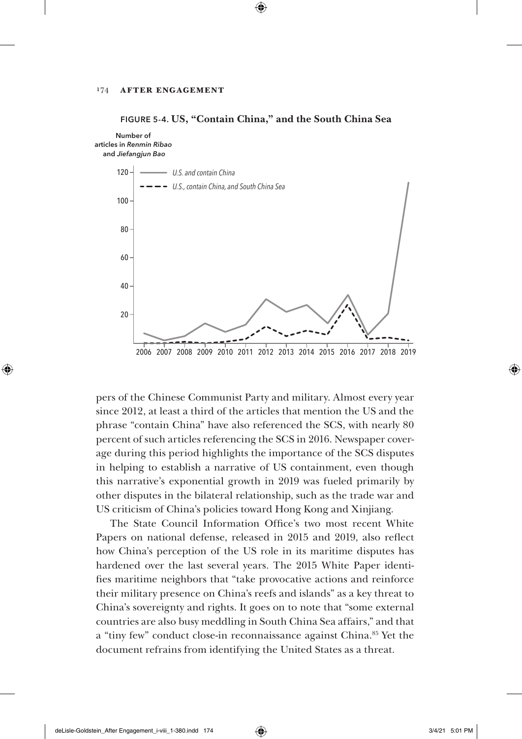FIGURE 5-4. **US, "Contain China," and the South China Sea**

pers of the Chinese Communist Party and military. Almost every year since 2012, at least a third of the articles that mention the US and the phrase "contain China" have also referenced the SCS, with nearly 80 percent of such articles referencing the SCS in 2016. Newspaper coverage during this period highlights the importance of the SCS disputes in helping to establish a narrative of US containment, even though this narrative's exponential growth in 2019 was fueled primarily by other disputes in the bilateral relationship, such as the trade war and US criticism of China's policies toward Hong Kong and Xinjiang.

The State Council Information Office's two most recent White Papers on national defense, released in 2015 and 2019, also reflect how China's perception of the US role in its maritime disputes has hardened over the last several years. The 2015 White Paper identifies maritime neighbors that "take provocative actions and reinforce their military presence on China's reefs and islands" as a key threat to China's sovereignty and rights. It goes on to note that "some external countries are also busy meddling in South China Sea affairs," and that a "tiny few" conduct close-in reconnaissance against China.[85] Yet the document refrains from identifying the United States as a threat.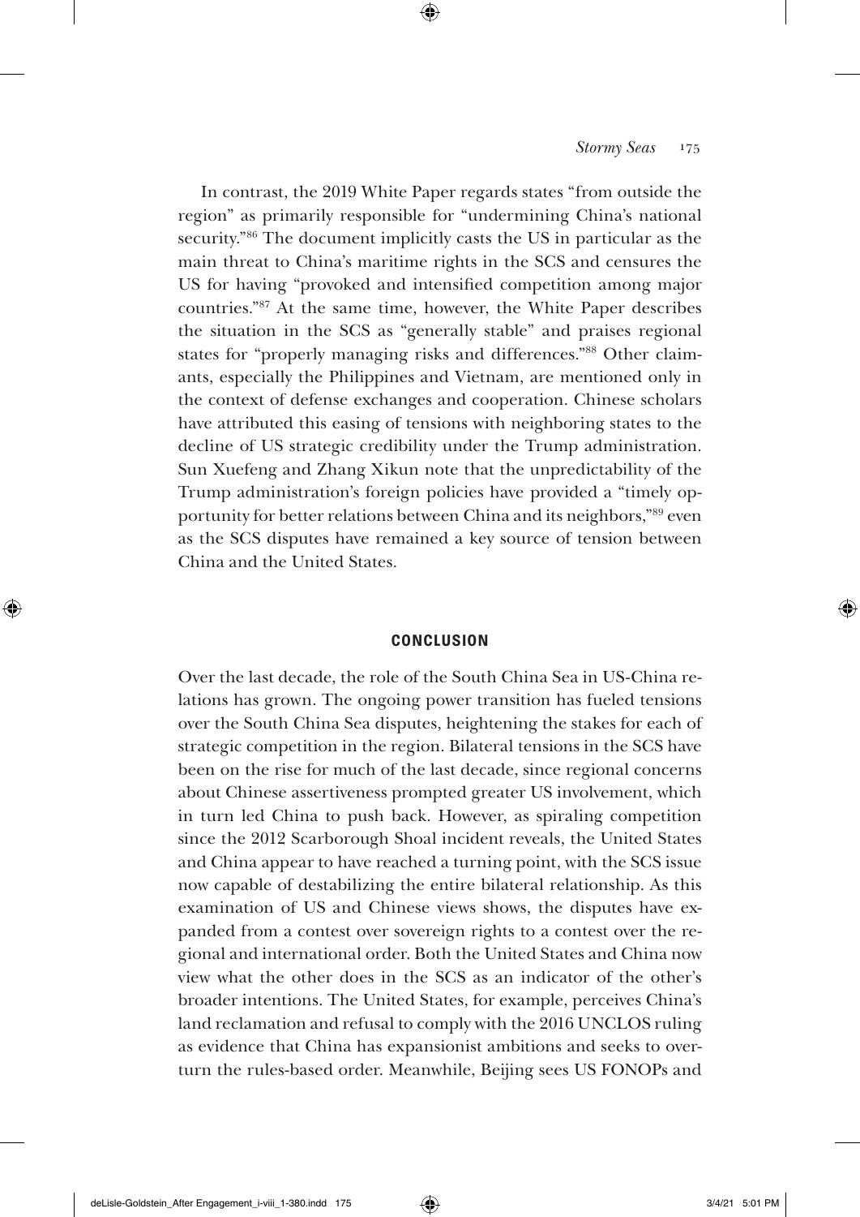In contrast, the 2019 White Paper regards states "from outside the region" as primarily responsible for "undermining China's national security."[86] The document implicitly casts the US in particular as the main threat to China's maritime rights in the SCS and censures the US for having "provoked and intensified competition among major countries."[87] At the same time, however, the White Paper describes the situation in the SCS as "generally stable" and praises regional states for "properly managing risks and differences."[88] Other claimants, especially the Philippines and Vietnam, are mentioned only in the context of defense exchanges and cooperation. Chinese scholars have attributed this easing of tensions with neighboring states to the decline of US strategic credibility under the Trump administration. Sun Xuefeng and Zhang Xikun note that the unpredictability of the Trump administration's foreign policies have provided a "timely opportunity for better relations between China and its neighbors,"[89] even as the SCS disputes have remained a key source of tension between China and the United States.

## CONCLUSION

Over the last decade, the role of the South China Sea in US-China relations has grown. The ongoing power transition has fueled tensions over the South China Sea disputes, heightening the stakes for each of strategic competition in the region. Bilateral tensions in the SCS have been on the rise for much of the last decade, since regional concerns about Chinese assertiveness prompted greater US involvement, which in turn led China to push back. However, as spiraling competition since the 2012 Scarborough Shoal incident reveals, the United States and China appear to have reached a turning point, with the SCS issue now capable of destabilizing the entire bilateral relationship. As this examination of US and Chinese views shows, the disputes have expanded from a contest over sovereign rights to a contest over the regional and international order. Both the United States and China now view what the other does in the SCS as an indicator of the other's broader intentions. The United States, for example, perceives China's land reclamation and refusal to comply with the 2016 UNCLOS ruling as evidence that China has expansionist ambitions and seeks to overturn the rules-based order. Meanwhile, Beijing sees US FONOPs and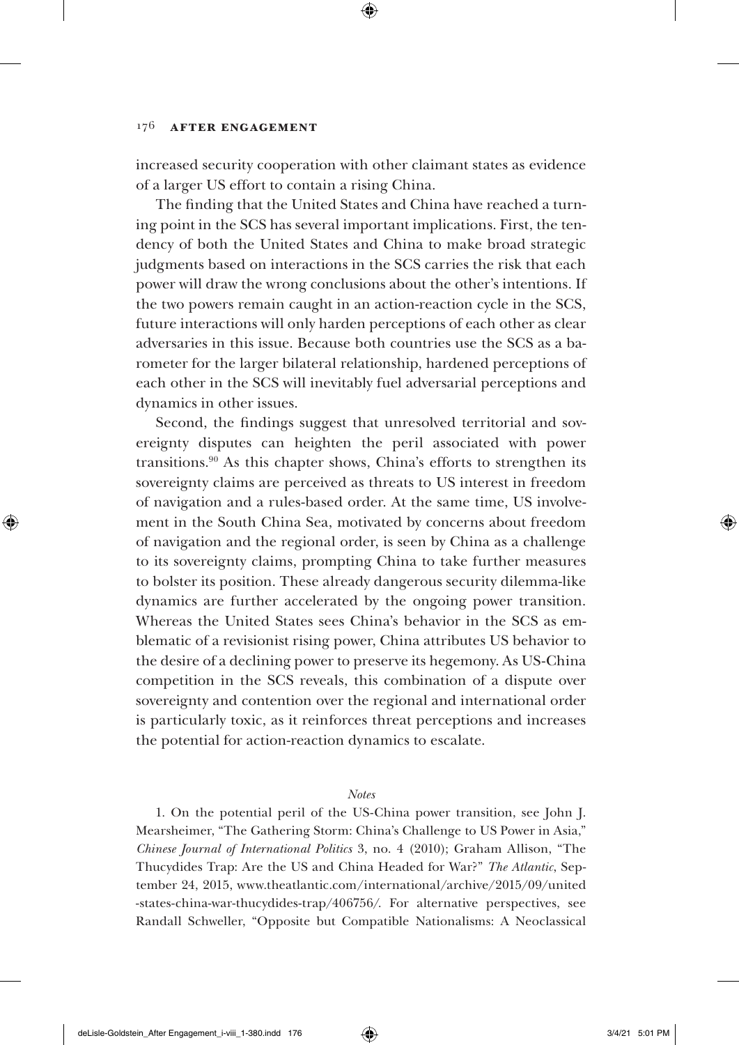increased security cooperation with other claimant states as evidence of a larger US effort to contain a rising China.

The finding that the United States and China have reached a turning point in the SCS has several important implications. First, the tendency of both the United States and China to make broad strategic judgments based on interactions in the SCS carries the risk that each power will draw the wrong conclusions about the other's intentions. If the two powers remain caught in an action-reaction cycle in the SCS, future interactions will only harden perceptions of each other as clear adversaries in this issue. Because both countries use the SCS as a barometer for the larger bilateral relationship, hardened perceptions of each other in the SCS will inevitably fuel adversarial perceptions and dynamics in other issues.

Second, the findings suggest that unresolved territorial and sovereignty disputes can heighten the peril associated with power transitions.[90] As this chapter shows, China's efforts to strengthen its sovereignty claims are perceived as threats to US interest in freedom of navigation and a rules-based order. At the same time, US involvement in the South China Sea, motivated by concerns about freedom of navigation and the regional order, is seen by China as a challenge to its sovereignty claims, prompting China to take further measures to bolster its position. These already dangerous security dilemma-like dynamics are further accelerated by the ongoing power transition. Whereas the United States sees China's behavior in the SCS as emblematic of a revisionist rising power, China attributes US behavior to the desire of a declining power to preserve its hegemony. As US-China competition in the SCS reveals, this combination of a dispute over sovereignty and contention over the regional and international order is particularly toxic, as it reinforces threat perceptions and increases the potential for action-reaction dynamics to escalate.

*Notes*

1. On the potential peril of the US-China power transition, see John J. Mearsheimer, "The Gathering Storm: China's Challenge to US Power in Asia," *Chinese Journal of International Politics* 3, no. 4 (2010); Graham Allison, "The Thucydides Trap: Are the US and China Headed for War?" *The Atlantic*, September 24, 2015, www.theatlantic.com/international/archive/2015/09/united-states-china-war-thucydides-trap/406756/. For alternative perspectives, see Randall Schweller, "Opposite but Compatible Nationalisms: A Neoclassical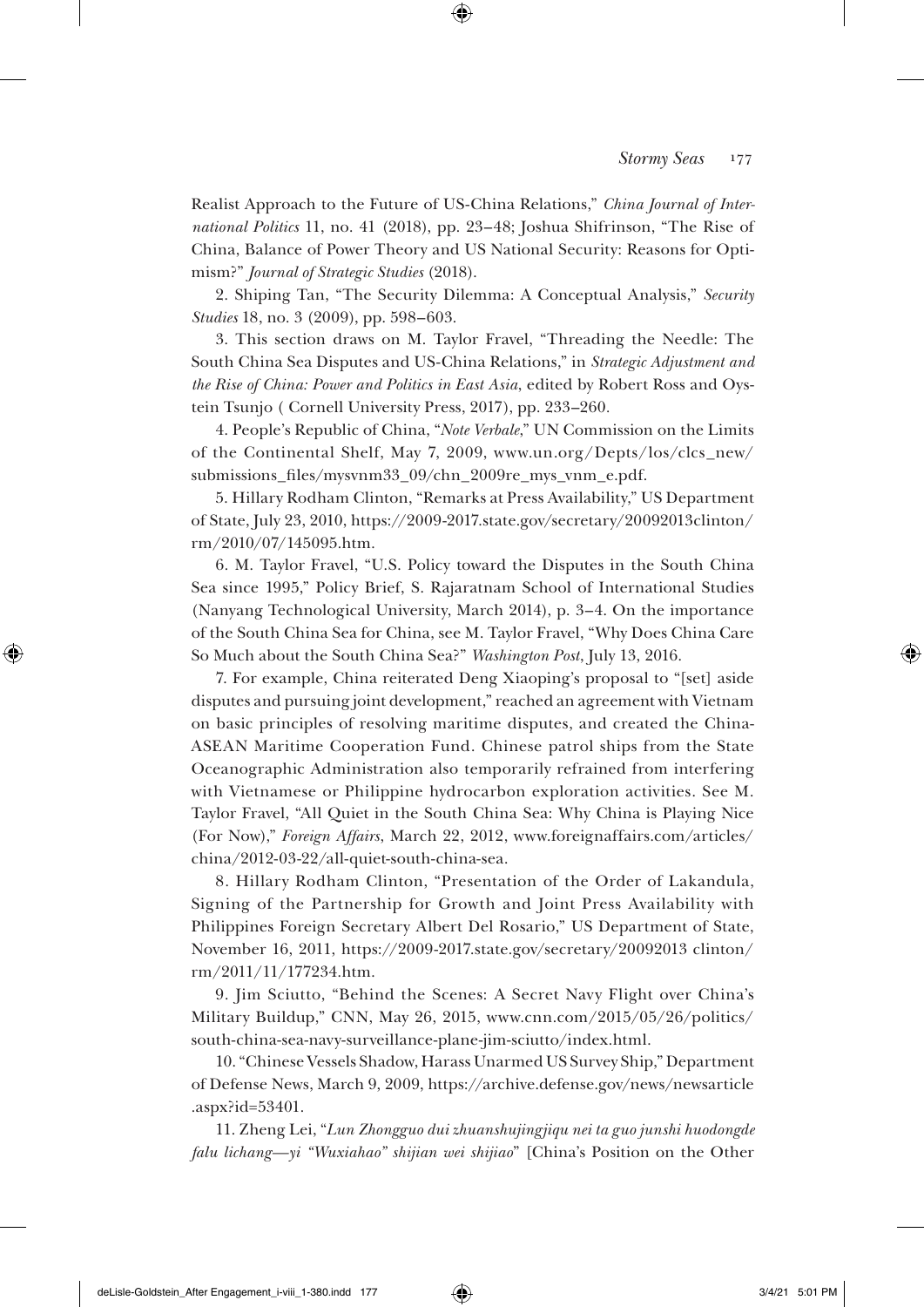Realist Approach to the Future of US-China Relations," *China Journal of International Politics* 11, no. 41 (2018), pp. 23–48; Joshua Shifrinson, "The Rise of China, Balance of Power Theory and US National Security: Reasons for Optimism?" *Journal of Strategic Studies* (2018).

2. Shiping Tan, "The Security Dilemma: A Conceptual Analysis," *Security Studies* 18, no. 3 (2009), pp. 598–603.

3. This section draws on M. Taylor Fravel, "Threading the Needle: The South China Sea Disputes and US-China Relations," in *Strategic Adjustment and the Rise of China: Power and Politics in East Asia*, edited by Robert Ross and Oystein Tsunjo ( Cornell University Press, 2017), pp. 233–260.

4. People's Republic of China, "*Note Verbale*," UN Commission on the Limits of the Continental Shelf, May 7, 2009, www.un.org/Depts/los/clcs_new/submissions_files/mysvnm33_09/chn_2009re_mys_vnm_e.pdf.

5. Hillary Rodham Clinton, "Remarks at Press Availability," US Department of State, July 23, 2010, https://2009-2017.state.gov/secretary/20092013clinton/rm/2010/07/145095.htm.

6. M. Taylor Fravel, "U.S. Policy toward the Disputes in the South China Sea since 1995," Policy Brief, S. Rajaratnam School of International Studies (Nanyang Technological University, March 2014), p. 3–4. On the importance of the South China Sea for China, see M. Taylor Fravel, "Why Does China Care So Much about the South China Sea?" *Washington Post*, July 13, 2016.

7. For example, China reiterated Deng Xiaoping's proposal to "[set] aside disputes and pursuing joint development," reached an agreement with Vietnam on basic principles of resolving maritime disputes, and created the China-ASEAN Maritime Cooperation Fund. Chinese patrol ships from the State Oceanographic Administration also temporarily refrained from interfering with Vietnamese or Philippine hydrocarbon exploration activities. See M. Taylor Fravel, "All Quiet in the South China Sea: Why China is Playing Nice (For Now)," *Foreign Affairs*, March 22, 2012, www.foreignaffairs.com/articles/china/2012-03-22/all-quiet-south-china-sea.

8. Hillary Rodham Clinton, "Presentation of the Order of Lakandula, Signing of the Partnership for Growth and Joint Press Availability with Philippines Foreign Secretary Albert Del Rosario," US Department of State, November 16, 2011, https://2009-2017.state.gov/secretary/20092013 clinton/rm/2011/11/177234.htm.

9. Jim Sciutto, "Behind the Scenes: A Secret Navy Flight over China's Military Buildup," CNN, May 26, 2015, www.cnn.com/2015/05/26/politics/south-china-sea-navy-surveillance-plane-jim-sciutto/index.html.

10. "Chinese Vessels Shadow, Harass Unarmed US Survey Ship," Department of Defense News, March 9, 2009, https://archive.defense.gov/news/newsarticle.aspx?id=53401.

11. Zheng Lei, "*Lun Zhongguo dui zhuanshujingjiqu nei ta guo junshi huodongde falu lichang—yi "Wuxiahao" shijian wei shijiao*" [China's Position on the Other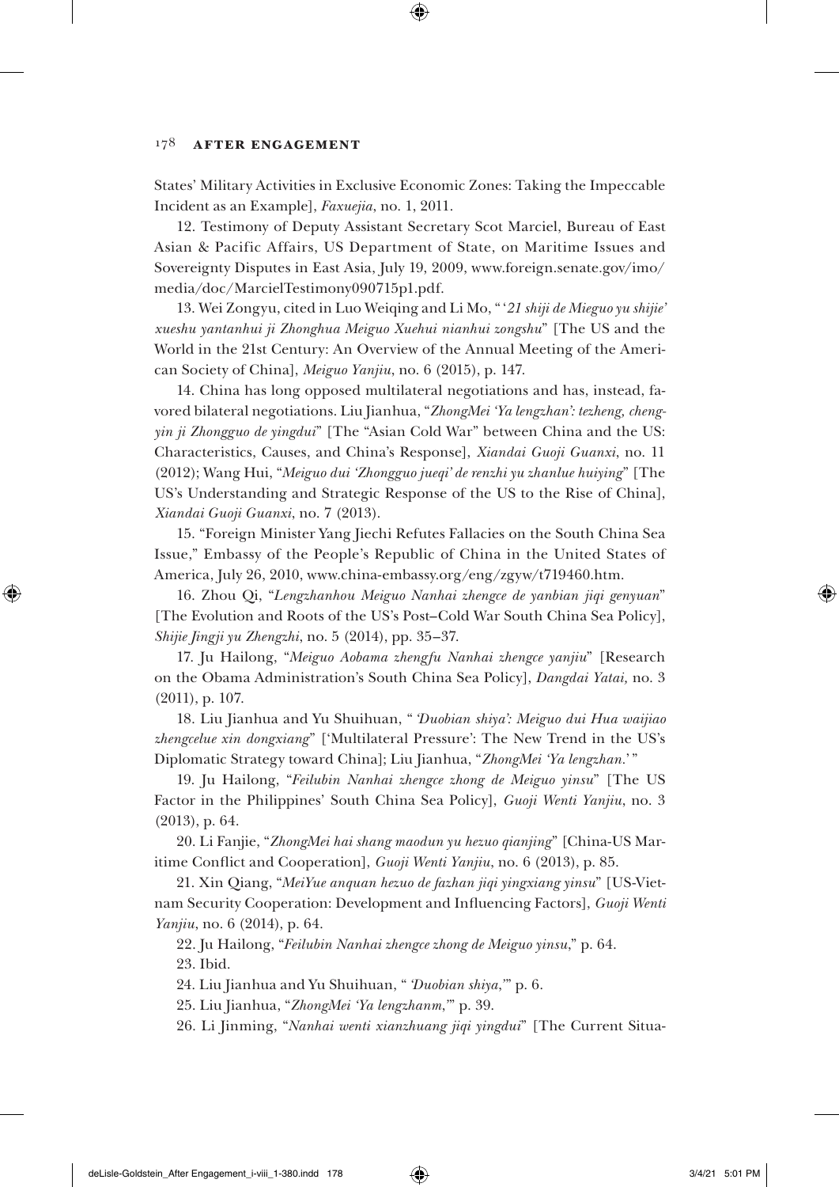States' Military Activities in Exclusive Economic Zones: Taking the Impeccable Incident as an Example], *Faxuejia*, no. 1, 2011.

12. Testimony of Deputy Assistant Secretary Scot Marciel, Bureau of East Asian & Pacific Affairs, US Department of State, on Maritime Issues and Sovereignty Disputes in East Asia, July 19, 2009, www.foreign.senate.gov/imo/media/doc/MarcielTestimony090715p1.pdf.

13. Wei Zongyu, cited in Luo Weiqing and Li Mo, "'*21 shiji de Mieguo yu shijie' xueshu yantanhui ji Zhonghua Meiguo Xuehui nianhui zongshu*" [The US and the World in the 21st Century: An Overview of the Annual Meeting of the American Society of China], *Meiguo Yanjiu*, no. 6 (2015), p. 147.

14. China has long opposed multilateral negotiations and has, instead, favored bilateral negotiations. Liu Jianhua, "*ZhongMei 'Ya lengzhan': tezheng, chengyin ji Zhongguo de yingdui*" [The "Asian Cold War" between China and the US: Characteristics, Causes, and China's Response], *Xiandai Guoji Guanxi*, no. 11 (2012); Wang Hui, "*Meiguo dui 'Zhongguo jueqi' de renzhi yu zhanlue huiying*" [The US's Understanding and Strategic Response of the US to the Rise of China], *Xiandai Guoji Guanxi*, no. 7 (2013).

15. "Foreign Minister Yang Jiechi Refutes Fallacies on the South China Sea Issue," Embassy of the People's Republic of China in the United States of America, July 26, 2010, www.china-embassy.org/eng/zgyw/t719460.htm.

16. Zhou Qi, "*Lengzhanhou Meiguo Nanhai zhengce de yanbian jiqi genyuan*" [The Evolution and Roots of the US's Post–Cold War South China Sea Policy], *Shijie Jingji yu Zhengzhi*, no. 5 (2014), pp. 35–37.

17. Ju Hailong, "*Meiguo Aobama zhengfu Nanhai zhengce yanjiu*" [Research on the Obama Administration's South China Sea Policy], *Dangdai Yatai*, no. 3 (2011), p. 107.

18. Liu Jianhua and Yu Shuihuan, "*'Duobian shiya': Meiguo dui Hua waijiao zhengcelue xin dongxiang*" ['Multilateral Pressure': The New Trend in the US's Diplomatic Strategy toward China]; Liu Jianhua, "*ZhongMei 'Ya lengzhan.'*"

19. Ju Hailong, "*Feilubin Nanhai zhengce zhong de Meiguo yinsu*" [The US Factor in the Philippines' South China Sea Policy], *Guoji Wenti Yanjiu*, no. 3 (2013), p. 64.

20. Li Fanjie, "*ZhongMei hai shang maodun yu hezuo qianjing*" [China-US Maritime Conflict and Cooperation], *Guoji Wenti Yanjiu*, no. 6 (2013), p. 85.

21. Xin Qiang, "*MeiYue anquan hezuo de fazhan jiqi yingxiang yinsu*" [US-Vietnam Security Cooperation: Development and Influencing Factors], *Guoji Wenti Yanjiu*, no. 6 (2014), p. 64.

22. Ju Hailong, "*Feilubin Nanhai zhengce zhong de Meiguo yinsu*," p. 64.

23. Ibid.

24. Liu Jianhua and Yu Shuihuan, "*'Duobian shiya*,'" p. 6.

25. Liu Jianhua, "*ZhongMei 'Ya lengzhanm*,'" p. 39.

26. Li Jinming, "*Nanhai wenti xianzhuang jiqi yingdui*" [The Current Situa-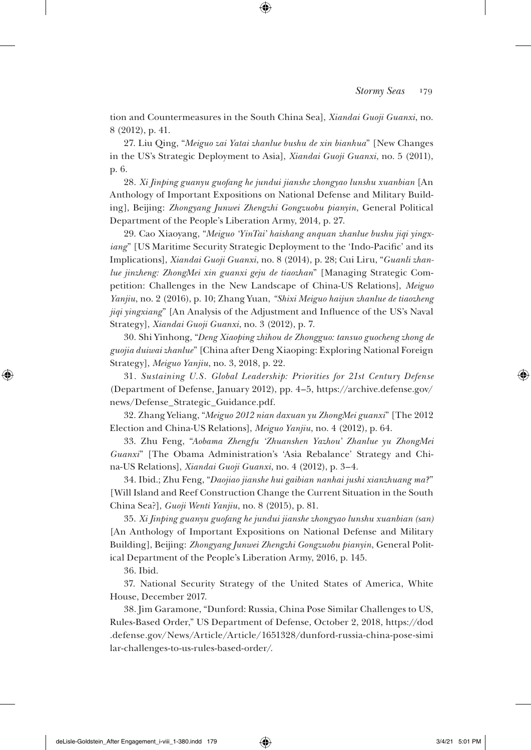tion and Countermeasures in the South China Sea], *Xiandai Guoji Guanxi*, no. 8 (2012), p. 41.

27. Liu Qing, "*Meiguo zai Yatai zhanlue bushu de xin bianhua*" [New Changes in the US's Strategic Deployment to Asia], *Xiandai Guoji Guanxi*, no. 5 (2011), p. 6.

28. *Xi Jinping guanyu guofang he jundui jianshe zhongyao lunshu xuanbian* [An Anthology of Important Expositions on National Defense and Military Building], Beijing: *Zhongyang Junwei Zhengzhi Gongzuobu pianyin*, General Political Department of the People's Liberation Army, 2014, p. 27.

29. Cao Xiaoyang, "*Meiguo 'YinTai' haishang anquan zhanlue bushu jiqi yingxiang*" [US Maritime Security Strategic Deployment to the 'Indo-Pacific' and its Implications], *Xiandai Guoji Guanxi*, no. 8 (2014), p. 28; Cui Liru, "*Guanli zhanlue jinzheng: ZhongMei xin guanxi geju de tiaozhan*" [Managing Strategic Competition: Challenges in the New Landscape of China-US Relations], *Meiguo Yanjiu*, no. 2 (2016), p. 10; Zhang Yuan, "*Shixi Meiguo haijun zhanlue de tiaozheng jiqi yingxiang*" [An Analysis of the Adjustment and Influence of the US's Naval Strategy], *Xiandai Guoji Guanxi*, no. 3 (2012), p. 7.

30. Shi Yinhong, "*Deng Xiaoping zhihou de Zhongguo: tansuo guocheng zhong de guojia duiwai zhanlue*" [China after Deng Xiaoping: Exploring National Foreign Strategy], *Meiguo Yanjiu*, no. 3, 2018, p. 22.

31. *Sustaining U.S. Global Leadership: Priorities for 21st Century Defense* (Department of Defense, January 2012), pp. 4–5, https://archive.defense.gov/news/Defense_Strategic_Guidance.pdf.

32. Zhang Yeliang, "*Meiguo 2012 nian daxuan yu ZhongMei guanxi*" [The 2012 Election and China-US Relations], *Meiguo Yanjiu*, no. 4 (2012), p. 64.

33. Zhu Feng, "*Aobama Zhengfu 'Zhuanshen Yazhou' Zhanlue yu ZhongMei Guanxi*" [The Obama Administration's 'Asia Rebalance' Strategy and China-US Relations], *Xiandai Guoji Guanxi*, no. 4 (2012), p. 3–4.

34. Ibid.; Zhu Feng, "*Daojiao jianshe hui gaibian nanhai jushi xianzhuang ma?*" [Will Island and Reef Construction Change the Current Situation in the South China Sea?], *Guoji Wenti Yanjiu*, no. 8 (2015), p. 81.

35. *Xi Jinping guanyu guofang he jundui jianshe zhongyao lunshu xuanbian (san)* [An Anthology of Important Expositions on National Defense and Military Building], Beijing: *Zhongyang Junwei Zhengzhi Gongzuobu pianyin*, General Political Department of the People's Liberation Army, 2016, p. 145.

36. Ibid.

37. National Security Strategy of the United States of America, White House, December 2017.

38. Jim Garamone, "Dunford: Russia, China Pose Similar Challenges to US, Rules-Based Order," US Department of Defense, October 2, 2018, https://dod.defense.gov/News/Article/Article/1651328/dunford-russia-china-pose-similar-challenges-to-us-rules-based-order/.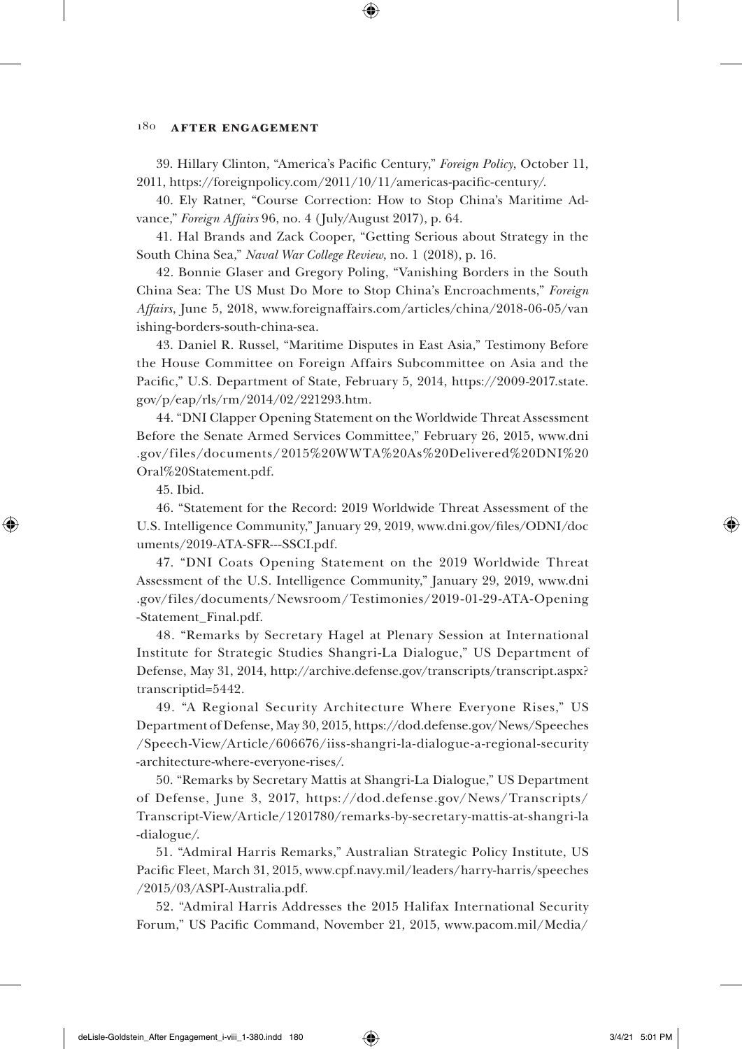39. Hillary Clinton, "America's Pacific Century," *Foreign Policy*, October 11, 2011, https://foreignpolicy.com/2011/10/11/americas-pacific-century/.

40. Ely Ratner, "Course Correction: How to Stop China's Maritime Advance," *Foreign Affairs* 96, no. 4 (July/August 2017), p. 64.

41. Hal Brands and Zack Cooper, "Getting Serious about Strategy in the South China Sea," *Naval War College Review*, no. 1 (2018), p. 16.

42. Bonnie Glaser and Gregory Poling, "Vanishing Borders in the South China Sea: The US Must Do More to Stop China's Encroachments," *Foreign Affairs*, June 5, 2018, www.foreignaffairs.com/articles/china/2018-06-05/vanishing-borders-south-china-sea.

43. Daniel R. Russel, "Maritime Disputes in East Asia," Testimony Before the House Committee on Foreign Affairs Subcommittee on Asia and the Pacific," U.S. Department of State, February 5, 2014, https://2009-2017.state.gov/p/eap/rls/rm/2014/02/221293.htm.

44. "DNI Clapper Opening Statement on the Worldwide Threat Assessment Before the Senate Armed Services Committee," February 26, 2015, www.dni.gov/files/documents/2015%20WWTA%20As%20Delivered%20DNI%20Oral%20Statement.pdf.

45. Ibid.

46. "Statement for the Record: 2019 Worldwide Threat Assessment of the U.S. Intelligence Community," January 29, 2019, www.dni.gov/files/ODNI/documents/2019-ATA-SFR---SSCI.pdf.

47. "DNI Coats Opening Statement on the 2019 Worldwide Threat Assessment of the U.S. Intelligence Community," January 29, 2019, www.dni.gov/files/documents/Newsroom/Testimonies/2019-01-29-ATA-Opening-Statement_Final.pdf.

48. "Remarks by Secretary Hagel at Plenary Session at International Institute for Strategic Studies Shangri-La Dialogue," US Department of Defense, May 31, 2014, http://archive.defense.gov/transcripts/transcript.aspx?transcriptid=5442.

49. "A Regional Security Architecture Where Everyone Rises," US Department of Defense, May 30, 2015, https://dod.defense.gov/News/Speeches/Speech-View/Article/606676/iiss-shangri-la-dialogue-a-regional-security-architecture-where-everyone-rises/.

50. "Remarks by Secretary Mattis at Shangri-La Dialogue," US Department of Defense, June 3, 2017, https://dod.defense.gov/News/Transcripts/Transcript-View/Article/1201780/remarks-by-secretary-mattis-at-shangri-la-dialogue/.

51. "Admiral Harris Remarks," Australian Strategic Policy Institute, US Pacific Fleet, March 31, 2015, www.cpf.navy.mil/leaders/harry-harris/speeches/2015/03/ASPI-Australia.pdf.

52. "Admiral Harris Addresses the 2015 Halifax International Security Forum," US Pacific Command, November 21, 2015, www.pacom.mil/Media/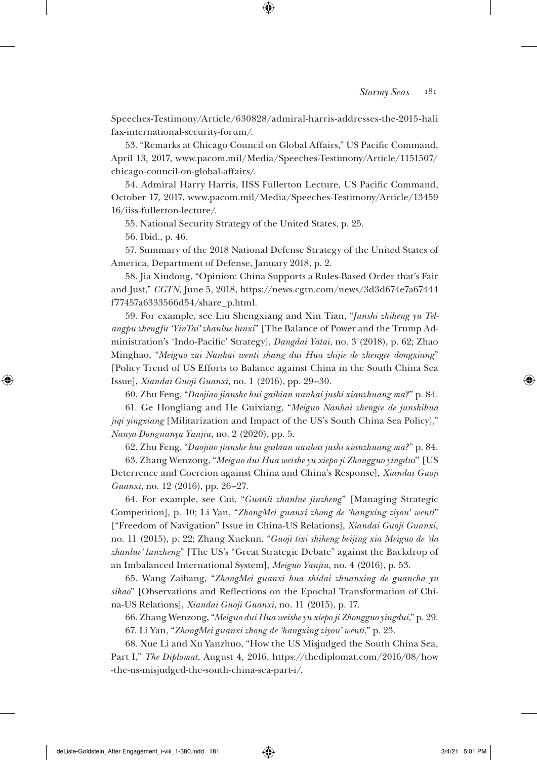Speeches-Testimony/Article/630828/admiral-harris-addresses-the-2015-halifax-international-security-forum/.

53. "Remarks at Chicago Council on Global Affairs," US Pacific Command, April 13, 2017, www.pacom.mil/Media/Speeches-Testimony/Article/1151507/chicago-council-on-global-affairs/.

54. Admiral Harry Harris, IISS Fullerton Lecture, US Pacific Command, October 17, 2017, www.pacom.mil/Media/Speeches-Testimony/Article/1345916/iiss-fullerton-lecture/.

55. National Security Strategy of the United States, p. 25.

56. Ibid., p. 46.

57. Summary of the 2018 National Defense Strategy of the United States of America, Department of Defense, January 2018, p. 2.

58. Jia Xiudong, "Opinion: China Supports a Rules-Based Order that's Fair and Just," *CGTN*, June 5, 2018, https://news.cgtn.com/news/3d3d674e7a67444f77457a6333566d54/share_p.html.

59. For example, see Liu Shengxiang and Xin Tian, "*Junshi zhiheng yu Telangpu zhengfu 'YinTai' zhanlue lunxi*" [The Balance of Power and the Trump Administration's 'Indo-Pacific' Strategy], *Dangdai Yatai*, no. 3 (2018), p. 62; Zhao Minghao, "*Meiguo zai Nanhai wenti shang dui Hua zhijie de zhengce dongxiang*" [Policy Trend of US Efforts to Balance against China in the South China Sea Issue], *Xiandai Guoji Guanxi*, no. 1 (2016), pp. 29–30.

60. Zhu Feng, "*Daojiao jianshe hui gaibian nanhai jushi xianzhuang ma?*" p. 84.

61. Ge Hongliang and He Guixiang, "*Meiguo Nanhai zhengce de junshihua jiqi yingxiang* [Militarization and Impact of the US's South China Sea Policy]," *Nanya Dongnanya Yanjiu*, no. 2 (2020), pp. 5.

62. Zhu Feng, "*Daojiao jianshe hui gaibian nanhai jushi xianzhuang ma?*" p. 84.

63. Zhang Wenzong, "*Meiguo dui Hua weishe yu xiepo ji Zhongguo yingdui*" [US Deterrence and Coercion against China and China's Response], *Xiandai Guoji Guanxi*, no. 12 (2016), pp. 26–27.

64. For example, see Cui, "*Guanli zhanlue jinzheng*" [Managing Strategic Competition], p. 10; Li Yan, "*ZhongMei guanxi zhong de 'hangxing ziyou' wenti*" ["Freedom of Navigation" Issue in China-US Relations], *Xiandai Guoji Guanxi*, no. 11 (2015), p. 22; Zhang Xuekun, "*Guoji tixi shiheng beijing xia Meiguo de 'da zhanlue' lunzheng*" [The US's "Great Strategic Debate" against the Backdrop of an Imbalanced International System], *Meiguo Yanjiu*, no. 4 (2016), p. 53.

65. Wang Zaibang, "*ZhongMei guanxi hua shidai zhuanxing de guancha yu sikao*" [Observations and Reflections on the Epochal Transformation of China-US Relations], *Xiandai Guoji Guanxi*, no. 11 (2015), p. 17.

66. Zhang Wenzong, "*Meiguo dui Hua weishe yu xiepo ji Zhongguo yingdui*," p. 29.

67. Li Yan, "*ZhongMei guanxi zhong de 'hangxing ziyou' wenti*," p. 23.

68. Xue Li and Xu Yanzhuo, "How the US Misjudged the South China Sea, Part I," *The Diplomat*, August 4, 2016, https://thediplomat.com/2016/08/how-the-us-misjudged-the-south-china-sea-part-i/.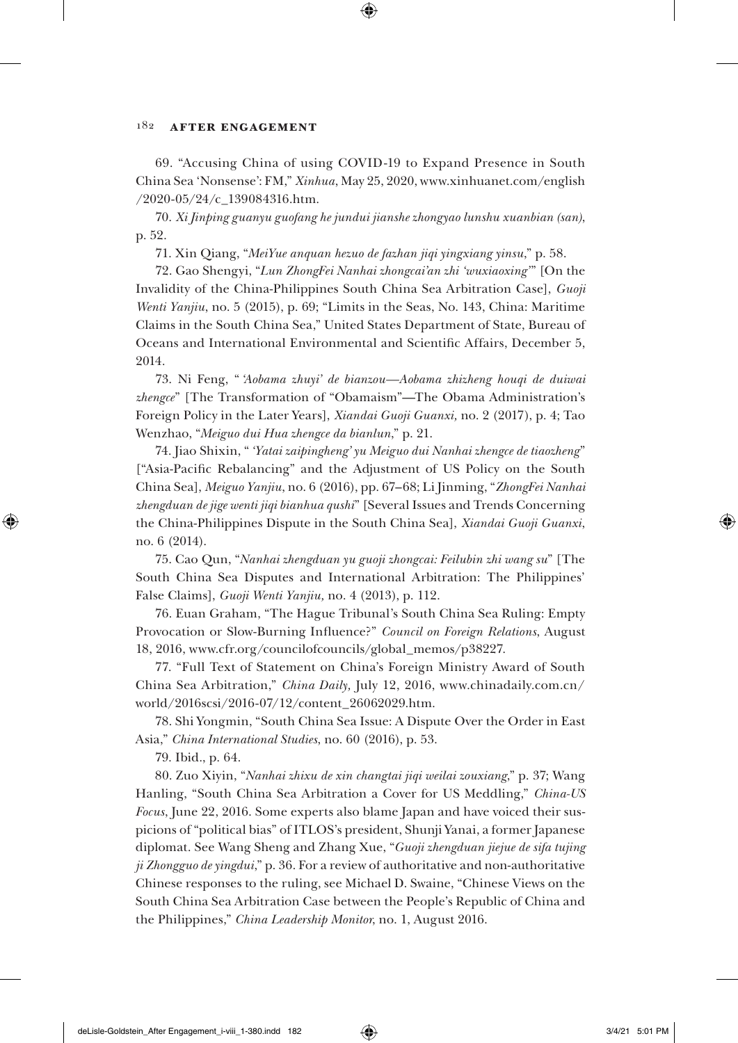69. "Accusing China of using COVID-19 to Expand Presence in South China Sea 'Nonsense': FM," *Xinhua*, May 25, 2020, www.xinhuanet.com/english/2020-05/24/c_139084316.htm.

70. *Xi Jinping guanyu guofang he jundui jianshe zhongyao lunshu xuanbian (san)*, p. 52.

71. Xin Qiang, "*MeiYue anquan hezuo de fazhan jiqi yingxiang yinsu*," p. 58.

72. Gao Shengyi, "*Lun ZhongFei Nanhai zhongcai'an zhi 'wuxiaoxing'*" [On the Invalidity of the China-Philippines South China Sea Arbitration Case], *Guoji Wenti Yanjiu*, no. 5 (2015), p. 69; "Limits in the Seas, No. 143, China: Maritime Claims in the South China Sea," United States Department of State, Bureau of Oceans and International Environmental and Scientific Affairs, December 5, 2014.

73. Ni Feng, "*'Aobama zhuyi' de bianzou—Aobama zhizheng houqi de duiwai zhengce*" [The Transformation of "Obamaism"—The Obama Administration's Foreign Policy in the Later Years], *Xiandai Guoji Guanxi*, no. 2 (2017), p. 4; Tao Wenzhao, "*Meiguo dui Hua zhengce da bianlun*," p. 21.

74. Jiao Shixin, "*'Yatai zaipingheng' yu Meiguo dui Nanhai zhengce de tiaozheng*" ["Asia-Pacific Rebalancing" and the Adjustment of US Policy on the South China Sea], *Meiguo Yanjiu*, no. 6 (2016), pp. 67–68; Li Jinming, "*ZhongFei Nanhai zhengduan de jige wenti jiqi bianhua qushi*" [Several Issues and Trends Concerning the China-Philippines Dispute in the South China Sea], *Xiandai Guoji Guanxi*, no. 6 (2014).

75. Cao Qun, "*Nanhai zhengduan yu guoji zhongcai: Feilubin zhi wang su*" [The South China Sea Disputes and International Arbitration: The Philippines' False Claims], *Guoji Wenti Yanjiu*, no. 4 (2013), p. 112.

76. Euan Graham, "The Hague Tribunal's South China Sea Ruling: Empty Provocation or Slow-Burning Influence?" *Council on Foreign Relations*, August 18, 2016, www.cfr.org/councilofcouncils/global_memos/p38227.

77. "Full Text of Statement on China's Foreign Ministry Award of South China Sea Arbitration," *China Daily*, July 12, 2016, www.chinadaily.com.cn/world/2016scsi/2016-07/12/content_26062029.htm.

78. Shi Yongmin, "South China Sea Issue: A Dispute Over the Order in East Asia," *China International Studies*, no. 60 (2016), p. 53.

79. Ibid., p. 64.

80. Zuo Xiyin, "*Nanhai zhixu de xin changtai jiqi weilai zouxiang*," p. 37; Wang Hanling, "South China Sea Arbitration a Cover for US Meddling," *China-US Focus*, June 22, 2016. Some experts also blame Japan and have voiced their suspicions of "political bias" of ITLOS's president, Shunji Yanai, a former Japanese diplomat. See Wang Sheng and Zhang Xue, "*Guoji zhengduan jiejue de sifa tujing ji Zhongguo de yingdui*," p. 36. For a review of authoritative and non-authoritative Chinese responses to the ruling, see Michael D. Swaine, "Chinese Views on the South China Sea Arbitration Case between the People's Republic of China and the Philippines," *China Leadership Monitor*, no. 1, August 2016.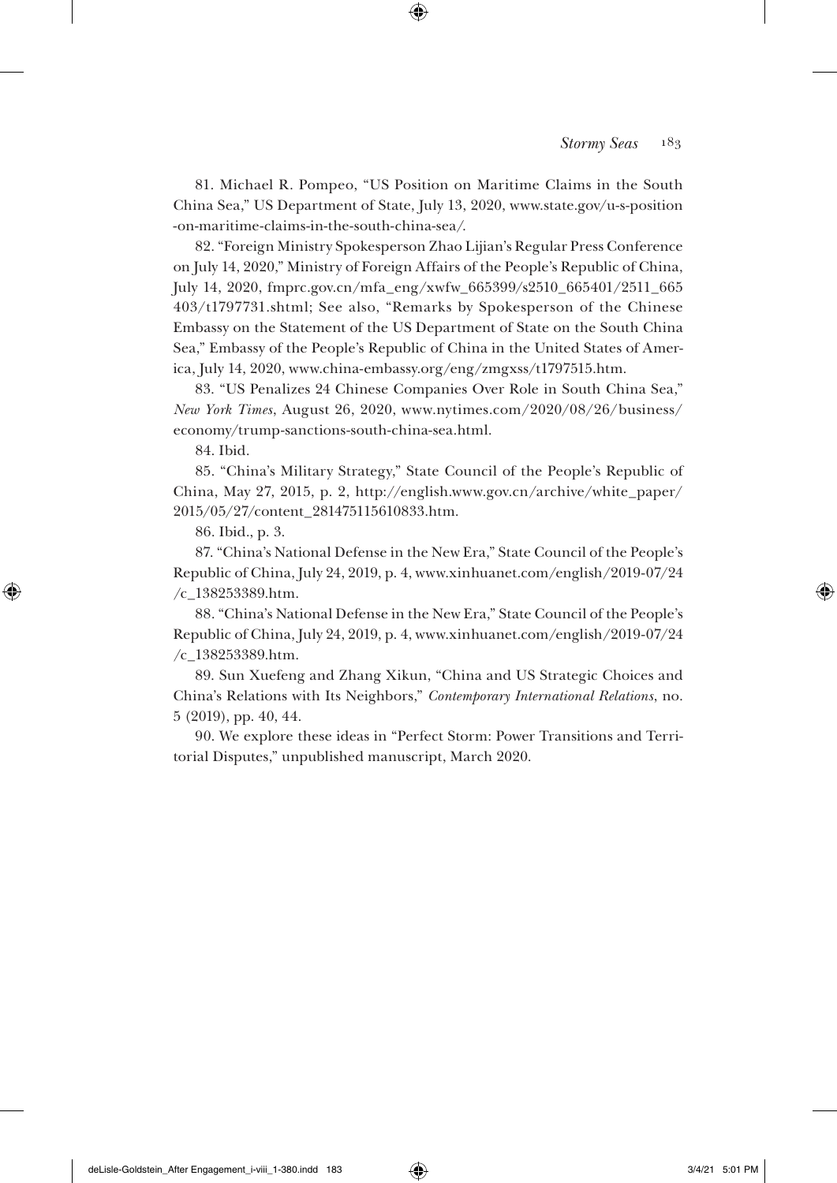81. Michael R. Pompeo, "US Position on Maritime Claims in the South China Sea," US Department of State, July 13, 2020, www.state.gov/u-s-position-on-maritime-claims-in-the-south-china-sea/.

82. "Foreign Ministry Spokesperson Zhao Lijian's Regular Press Conference on July 14, 2020," Ministry of Foreign Affairs of the People's Republic of China, July 14, 2020, fmprc.gov.cn/mfa_eng/xwfw_665399/s2510_665401/2511_665403/t1797731.shtml; See also, "Remarks by Spokesperson of the Chinese Embassy on the Statement of the US Department of State on the South China Sea," Embassy of the People's Republic of China in the United States of America, July 14, 2020, www.china-embassy.org/eng/zmgxss/t1797515.htm.

83. "US Penalizes 24 Chinese Companies Over Role in South China Sea," *New York Times*, August 26, 2020, www.nytimes.com/2020/08/26/business/economy/trump-sanctions-south-china-sea.html.

84. Ibid.

85. "China's Military Strategy," State Council of the People's Republic of China, May 27, 2015, p. 2, http://english.www.gov.cn/archive/white_paper/2015/05/27/content_281475115610833.htm.

86. Ibid., p. 3.

87. "China's National Defense in the New Era," State Council of the People's Republic of China, July 24, 2019, p. 4, www.xinhuanet.com/english/2019-07/24/c_138253389.htm.

88. "China's National Defense in the New Era," State Council of the People's Republic of China, July 24, 2019, p. 4, www.xinhuanet.com/english/2019-07/24/c_138253389.htm.

89. Sun Xuefeng and Zhang Xikun, "China and US Strategic Choices and China's Relations with Its Neighbors," *Contemporary International Relations*, no. 5 (2019), pp. 40, 44.

90. We explore these ideas in "Perfect Storm: Power Transitions and Territorial Disputes," unpublished manuscript, March 2020.